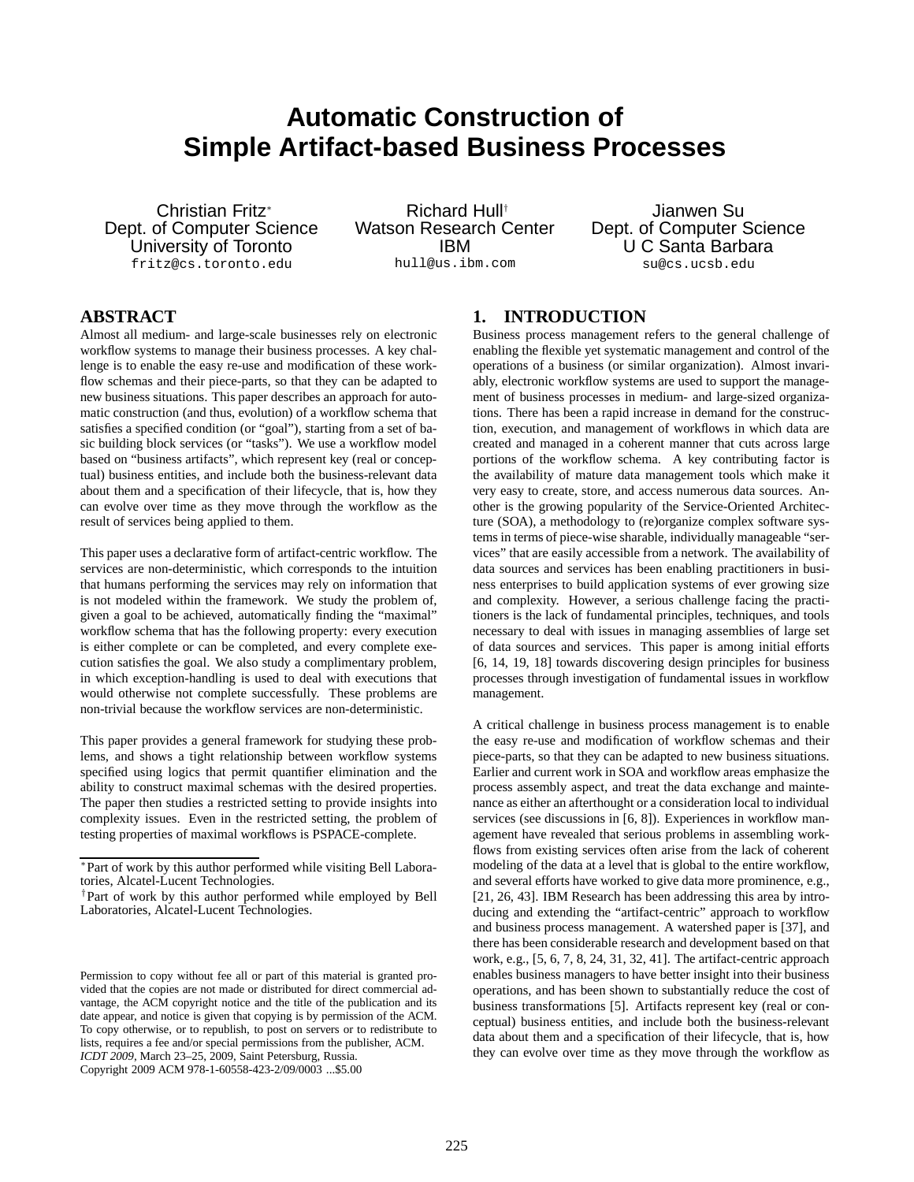# Automatic Construction of Simple Artifact-based Business Processes

Christian Fritz[*]
Dept. of Computer Science
University of Toronto
fritz@cs.toronto.edu

Richard Hull[†]
Watson Research Center
IBM
hull@us.ibm.com

Jianwen Su
Dept. of Computer Science
U C Santa Barbara
su@cs.ucsb.edu

## ABSTRACT

Almost all medium- and large-scale businesses rely on electronic workflow systems to manage their business processes. A key challenge is to enable the easy re-use and modification of these workflow schemas and their piece-parts, so that they can be adapted to new business situations. This paper describes an approach for automatic construction (and thus, evolution) of a workflow schema that satisfies a specified condition (or "goal"), starting from a set of basic building block services (or "tasks"). We use a workflow model based on "business artifacts", which represent key (real or conceptual) business entities, and include both the business-relevant data about them and a specification of their lifecycle, that is, how they can evolve over time as they move through the workflow as the result of services being applied to them.

This paper uses a declarative form of artifact-centric workflow. The services are non-deterministic, which corresponds to the intuition that humans performing the services may rely on information that is not modeled within the framework. We study the problem of, given a goal to be achieved, automatically finding the "maximal" workflow schema that has the following property: every execution is either complete or can be completed, and every complete execution satisfies the goal. We also study a complimentary problem, in which exception-handling is used to deal with executions that would otherwise not complete successfully. These problems are non-trivial because the workflow services are non-deterministic.

This paper provides a general framework for studying these problems, and shows a tight relationship between workflow systems specified using logics that permit quantifier elimination and the ability to construct maximal schemas with the desired properties. The paper then studies a restricted setting to provide insights into complexity issues. Even in the restricted setting, the problem of testing properties of maximal workflows is PSPACE-complete.

[*] Part of work by this author performed while visiting Bell Laboratories, Alcatel-Lucent Technologies.

[†] Part of work by this author performed while employed by Bell Laboratories, Alcatel-Lucent Technologies.

Permission to copy without fee all or part of this material is granted provided that the copies are not made or distributed for direct commercial advantage, the ACM copyright notice and the title of the publication and its date appear, and notice is given that copying is by permission of the ACM. To copy otherwise, or to republish, to post on servers or to redistribute to lists, requires a fee and/or special permissions from the publisher, ACM.
*ICDT 2009*, March 23–25, 2009, Saint Petersburg, Russia.
Copyright 2009 ACM 978-1-60558-423-2/09/0003 ...$5.00

## 1. INTRODUCTION

Business process management refers to the general challenge of enabling the flexible yet systematic management and control of the operations of a business (or similar organization). Almost invariably, electronic workflow systems are used to support the management of business processes in medium- and large-sized organizations. There has been a rapid increase in demand for the construction, execution, and management of workflows in which data are created and managed in a coherent manner that cuts across large portions of the workflow schema. A key contributing factor is the availability of mature data management tools which make it very easy to create, store, and access numerous data sources. Another is the growing popularity of the Service-Oriented Architecture (SOA), a methodology to (re)organize complex software systems in terms of piece-wise sharable, individually manageable "services" that are easily accessible from a network. The availability of data sources and services has been enabling practitioners in business enterprises to build application systems of ever growing size and complexity. However, a serious challenge facing the practitioners is the lack of fundamental principles, techniques, and tools necessary to deal with issues in managing assemblies of large set of data sources and services. This paper is among initial efforts [6, 14, 19, 18] towards discovering design principles for business processes through investigation of fundamental issues in workflow management.

A critical challenge in business process management is to enable the easy re-use and modification of workflow schemas and their piece-parts, so that they can be adapted to new business situations. Earlier and current work in SOA and workflow areas emphasize the process assembly aspect, and treat the data exchange and maintenance as either an afterthought or a consideration local to individual services (see discussions in [6, 8]). Experiences in workflow management have revealed that serious problems in assembling workflows from existing services often arise from the lack of coherent modeling of the data at a level that is global to the entire workflow, and several efforts have worked to give data more prominence, e.g., [21, 26, 43]. IBM Research has been addressing this area by introducing and extending the "artifact-centric" approach to workflow and business process management. A watershed paper is [37], and there has been considerable research and development based on that work, e.g., [5, 6, 7, 8, 24, 31, 32, 41]. The artifact-centric approach enables business managers to have better insight into their business operations, and has been shown to substantially reduce the cost of business transformations [5]. Artifacts represent key (real or conceptual) business entities, and include both the business-relevant data about them and a specification of their lifecycle, that is, how they can evolve over time as they move through the workflow as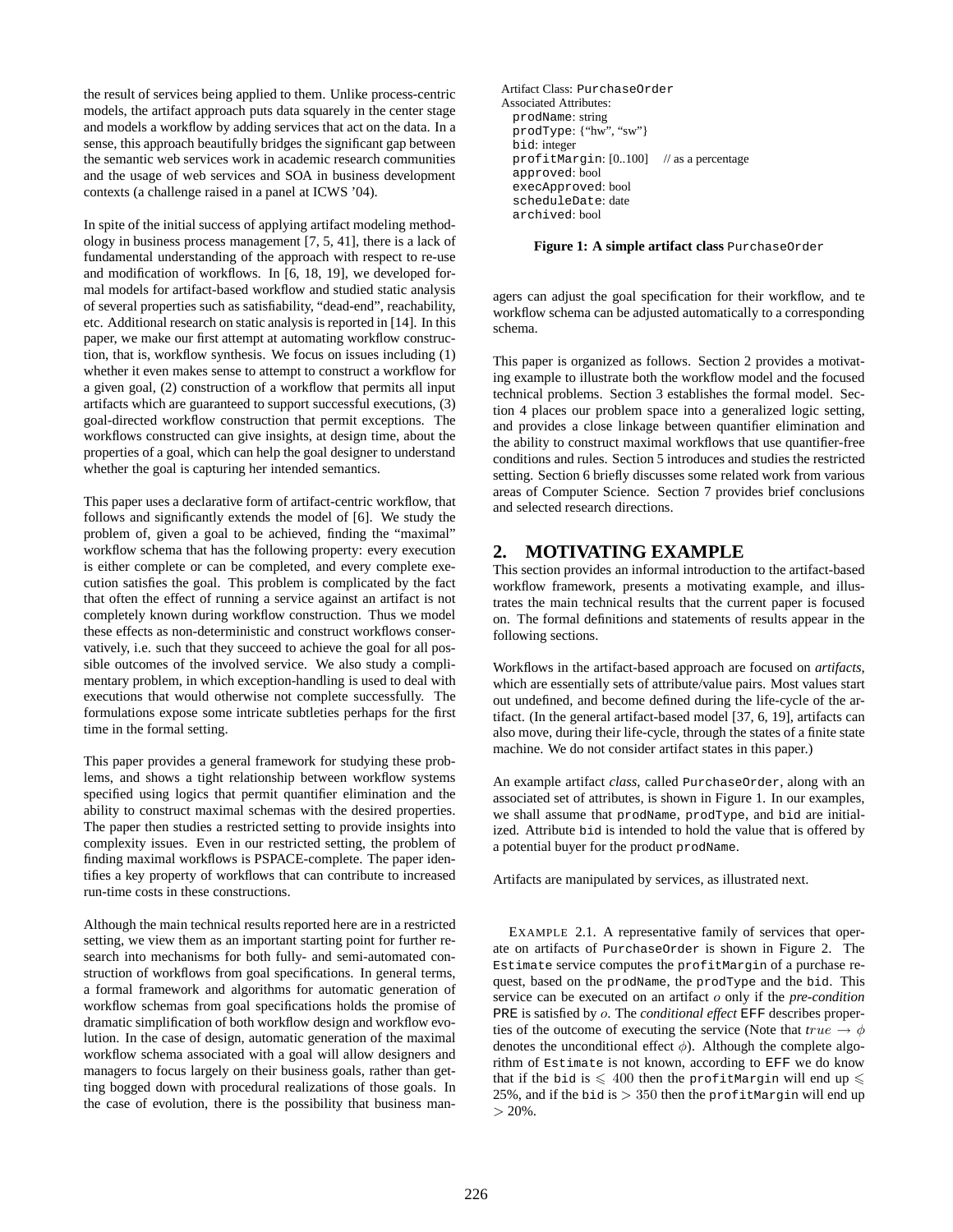the result of services being applied to them. Unlike process-centric models, the artifact approach puts data squarely in the center stage and models a workflow by adding services that act on the data. In a sense, this approach beautifully bridges the significant gap between the semantic web services work in academic research communities and the usage of web services and SOA in business development contexts (a challenge raised in a panel at ICWS '04).

In spite of the initial success of applying artifact modeling methodology in business process management [7, 5, 41], there is a lack of fundamental understanding of the approach with respect to re-use and modification of workflows. In [6, 18, 19], we developed formal models for artifact-based workflow and studied static analysis of several properties such as satisfiability, "dead-end", reachability, etc. Additional research on static analysis is reported in [14]. In this paper, we make our first attempt at automating workflow construction, that is, workflow synthesis. We focus on issues including (1) whether it even makes sense to attempt to construct a workflow for a given goal, (2) construction of a workflow that permits all input artifacts which are guaranteed to support successful executions, (3) goal-directed workflow construction that permit exceptions. The workflows constructed can give insights, at design time, about the properties of a goal, which can help the goal designer to understand whether the goal is capturing her intended semantics.

This paper uses a declarative form of artifact-centric workflow, that follows and significantly extends the model of [6]. We study the problem of, given a goal to be achieved, finding the "maximal" workflow schema that has the following property: every execution is either complete or can be completed, and every complete execution satisfies the goal. This problem is complicated by the fact that often the effect of running a service against an artifact is not completely known during workflow construction. Thus we model these effects as non-deterministic and construct workflows conservatively, i.e. such that they succeed to achieve the goal for all possible outcomes of the involved service. We also study a complimentary problem, in which exception-handling is used to deal with executions that would otherwise not complete successfully. The formulations expose some intricate subtleties perhaps for the first time in the formal setting.

This paper provides a general framework for studying these problems, and shows a tight relationship between workflow systems specified using logics that permit quantifier elimination and the ability to construct maximal schemas with the desired properties. The paper then studies a restricted setting to provide insights into complexity issues. Even in our restricted setting, the problem of finding maximal workflows is PSPACE-complete. The paper identifies a key property of workflows that can contribute to increased run-time costs in these constructions.

Although the main technical results reported here are in a restricted setting, we view them as an important starting point for further research into mechanisms for both fully- and semi-automated construction of workflows from goal specifications. In general terms, a formal framework and algorithms for automatic generation of workflow schemas from goal specifications holds the promise of dramatic simplification of both workflow design and workflow evolution. In the case of design, automatic generation of the maximal workflow schema associated with a goal will allow designers and managers to focus largely on their business goals, rather than getting bogged down with procedural realizations of those goals. In the case of evolution, there is the possibility that business managers can adjust the goal specification for their workflow, and te workflow schema can be adjusted automatically to a corresponding schema.

```
Artifact Class: PurchaseOrder
Associated Attributes:
  prodName: string
  prodType: {"hw", "sw"}
  bid: integer
  profitMargin: [0..100]    // as a percentage
  approved: bool
  execApproved: bool
  scheduleDate: date
  archived: bool
```

**Figure 1: A simple artifact class** `PurchaseOrder`

This paper is organized as follows. Section 2 provides a motivating example to illustrate both the workflow model and the focused technical problems. Section 3 establishes the formal model. Section 4 places our problem space into a generalized logic setting, and provides a close linkage between quantifier elimination and the ability to construct maximal workflows that use quantifier-free conditions and rules. Section 5 introduces and studies the restricted setting. Section 6 briefly discusses some related work from various areas of Computer Science. Section 7 provides brief conclusions and selected research directions.

## 2. MOTIVATING EXAMPLE

This section provides an informal introduction to the artifact-based workflow framework, presents a motivating example, and illustrates the main technical results that the current paper is focused on. The formal definitions and statements of results appear in the following sections.

Workflows in the artifact-based approach are focused on *artifacts*, which are essentially sets of attribute/value pairs. Most values start out undefined, and become defined during the life-cycle of the artifact. (In the general artifact-based model [37, 6, 19], artifacts can also move, during their life-cycle, through the states of a finite state machine. We do not consider artifact states in this paper.)

An example artifact *class*, called `PurchaseOrder`, along with an associated set of attributes, is shown in Figure 1. In our examples, we shall assume that `prodName`, `prodType`, and `bid` are initialized. Attribute `bid` is intended to hold the value that is offered by a potential buyer for the product `prodName`.

Artifacts are manipulated by services, as illustrated next.

EXAMPLE 2.1. A representative family of services that operate on artifacts of `PurchaseOrder` is shown in Figure 2. The `Estimate` service computes the `profitMargin` of a purchase request, based on the `prodName`, the `prodType` and the `bid`. This service can be executed on an artifact $o$ only if the *pre-condition* `PRE` is satisfied by $o$. The *conditional effect* `EFF` describes properties of the outcome of executing the service (Note that $true \rightarrow \phi$ denotes the unconditional effect $\phi$). Although the complete algorithm of `Estimate` is not known, according to `EFF` we do know that if the `bid` is $\leqslant 400$ then the `profitMargin` will end up $\leqslant$ 25%, and if the `bid` is $> 350$ then the `profitMargin` will end up $>$ 20%.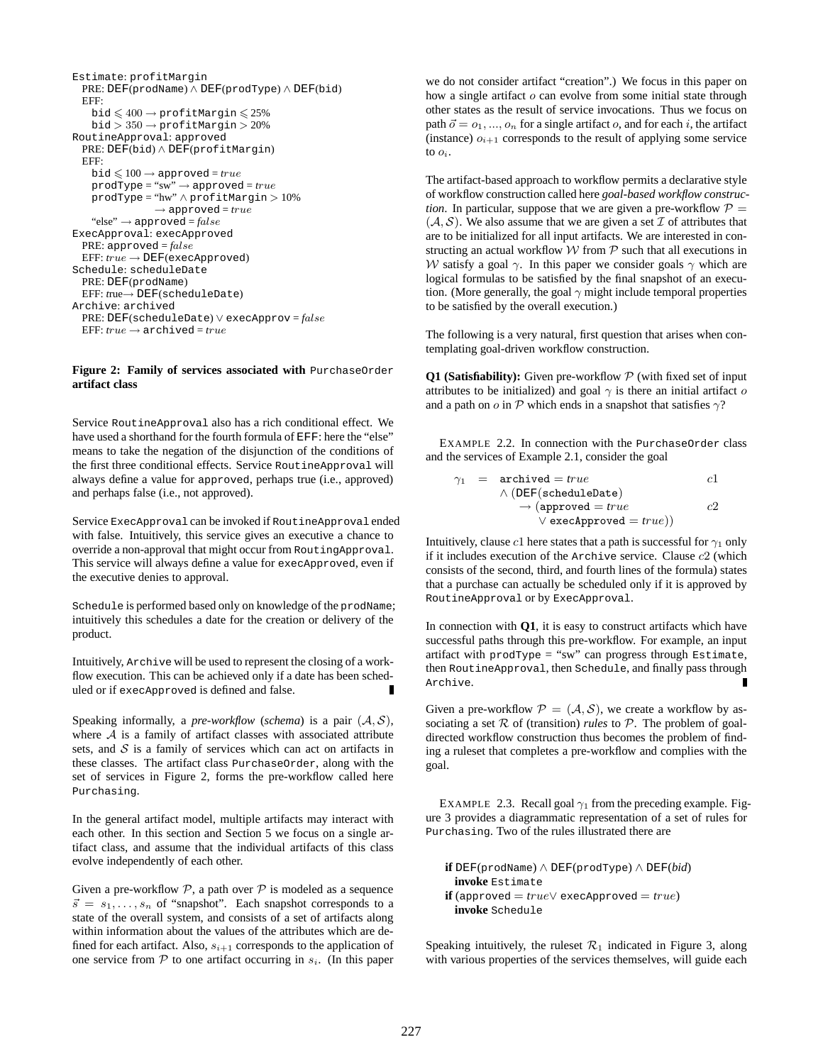```
Estimate: profitMargin
  PRE: DEF(prodName) ∧ DEF(prodType) ∧ DEF(bid)
  EFF:
    bid ⩽ 400 → profitMargin ⩽ 25%
    bid > 350 → profitMargin > 20%
RoutineApproval: approved
  PRE: DEF(bid) ∧ DEF(profitMargin)
  EFF:
    bid ⩽ 100 → approved = true
    prodType = "sw" → approved = true
    prodType = "hw" ∧ profitMargin > 10%
                  → approved = true
    "else" → approved = false
ExecApproval: execApproved
  PRE: approved = false
  EFF: true → DEF(execApproved)
Schedule: scheduleDate
  PRE: DEF(prodName)
  EFF: true→ DEF(scheduleDate)
Archive: archived
  PRE: DEF(scheduleDate) ∨ execApprov = false
  EFF: true → archived = true
```

**Figure 2: Family of services associated with PurchaseOrder artifact class**

Service RoutineApproval also has a rich conditional effect. We have used a shorthand for the fourth formula of EFF: here the "else" means to take the negation of the disjunction of the conditions of the first three conditional effects. Service RoutineApproval will always define a value for approved, perhaps true (i.e., approved) and perhaps false (i.e., not approved).

Service ExecApproval can be invoked if RoutineApproval ended with false. Intuitively, this service gives an executive a chance to override a non-approval that might occur from RoutingApproval. This service will always define a value for execApproved, even if the executive denies to approval.

Schedule is performed based only on knowledge of the prodName; intuitively this schedules a date for the creation or delivery of the product.

Intuitively, Archive will be used to represent the closing of a workflow execution. This can be achieved only if a date has been scheduled or if execApproved is defined and false. ∎

Speaking informally, a *pre-workflow* (*schema*) is a pair $(\mathcal{A}, \mathcal{S})$, where $\mathcal{A}$ is a family of artifact classes with associated attribute sets, and $\mathcal{S}$ is a family of services which can act on artifacts in these classes. The artifact class PurchaseOrder, along with the set of services in Figure 2, forms the pre-workflow called here Purchasing.

In the general artifact model, multiple artifacts may interact with each other. In this section and Section 5 we focus on a single artifact class, and assume that the individual artifacts of this class evolve independently of each other.

Given a pre-workflow $\mathcal{P}$, a path over $\mathcal{P}$ is modeled as a sequence $\vec{s} = s_1, \ldots, s_n$ of "snapshot". Each snapshot corresponds to a state of the overall system, and consists of a set of artifacts along within information about the values of the attributes which are defined for each artifact. Also, $s_{i+1}$ corresponds to the application of one service from $\mathcal{P}$ to one artifact occurring in $s_i$. (In this paper we do not consider artifact "creation".) We focus in this paper on how a single artifact $o$ can evolve from some initial state through other states as the result of service invocations. Thus we focus on path $\vec{o} = o_1, ..., o_n$ for a single artifact $o$, and for each $i$, the artifact (instance) $o_{i+1}$ corresponds to the result of applying some service to $o_i$.

The artifact-based approach to workflow permits a declarative style of workflow construction called here *goal-based workflow construction*. In particular, suppose that we are given a pre-workflow $\mathcal{P} = (\mathcal{A}, \mathcal{S})$. We also assume that we are given a set $\mathcal{I}$ of attributes that are to be initialized for all input artifacts. We are interested in constructing an actual workflow $\mathcal{W}$ from $\mathcal{P}$ such that all executions in $\mathcal{W}$ satisfy a goal $\gamma$. In this paper we consider goals $\gamma$ which are logical formulas to be satisfied by the final snapshot of an execution. (More generally, the goal $\gamma$ might include temporal properties to be satisfied by the overall execution.)

The following is a very natural, first question that arises when contemplating goal-driven workflow construction.

**Q1 (Satisfiability):** Given pre-workflow $\mathcal{P}$ (with fixed set of input attributes to be initialized) and goal $\gamma$ is there an initial artifact $o$ and a path on $o$ in $\mathcal{P}$ which ends in a snapshot that satisfies $\gamma$?

EXAMPLE 2.2. In connection with the PurchaseOrder class and the services of Example 2.1, consider the goal

$$
\begin{array}{rcll}
\gamma_1 & = & \texttt{archived} = true & c1 \\
 & & \wedge\ (\texttt{DEF}(\texttt{scheduleDate}) & \\
 & & \quad \rightarrow (\texttt{approved} = true & c2 \\
 & & \qquad \vee\ \texttt{execApproved} = true)) &
\end{array}
$$

Intuitively, clause $c1$ here states that a path is successful for $\gamma_1$ only if it includes execution of the Archive service. Clause $c2$ (which consists of the second, third, and fourth lines of the formula) states that a purchase can actually be scheduled only if it is approved by RoutineApproval or by ExecApproval.

In connection with **Q1**, it is easy to construct artifacts which have successful paths through this pre-workflow. For example, an input artifact with prodType = "sw" can progress through Estimate, then RoutineApproval, then Schedule, and finally pass through Archive. ∎

Given a pre-workflow $\mathcal{P} = (\mathcal{A}, \mathcal{S})$, we create a workflow by associating a set $\mathcal{R}$ of (transition) *rules* to $\mathcal{P}$. The problem of goal-directed workflow construction thus becomes the problem of finding a ruleset that completes a pre-workflow and complies with the goal.

EXAMPLE 2.3. Recall goal $\gamma_1$ from the preceding example. Figure 3 provides a diagrammatic representation of a set of rules for Purchasing. Two of the rules illustrated there are

**if** DEF(prodName) ∧ DEF(prodType) ∧ DEF(*bid*)
  **invoke** Estimate
**if** (approved = $true$∨ execApproved = $true$)
  **invoke** Schedule

Speaking intuitively, the ruleset $\mathcal{R}_1$ indicated in Figure 3, along with various properties of the services themselves, will guide each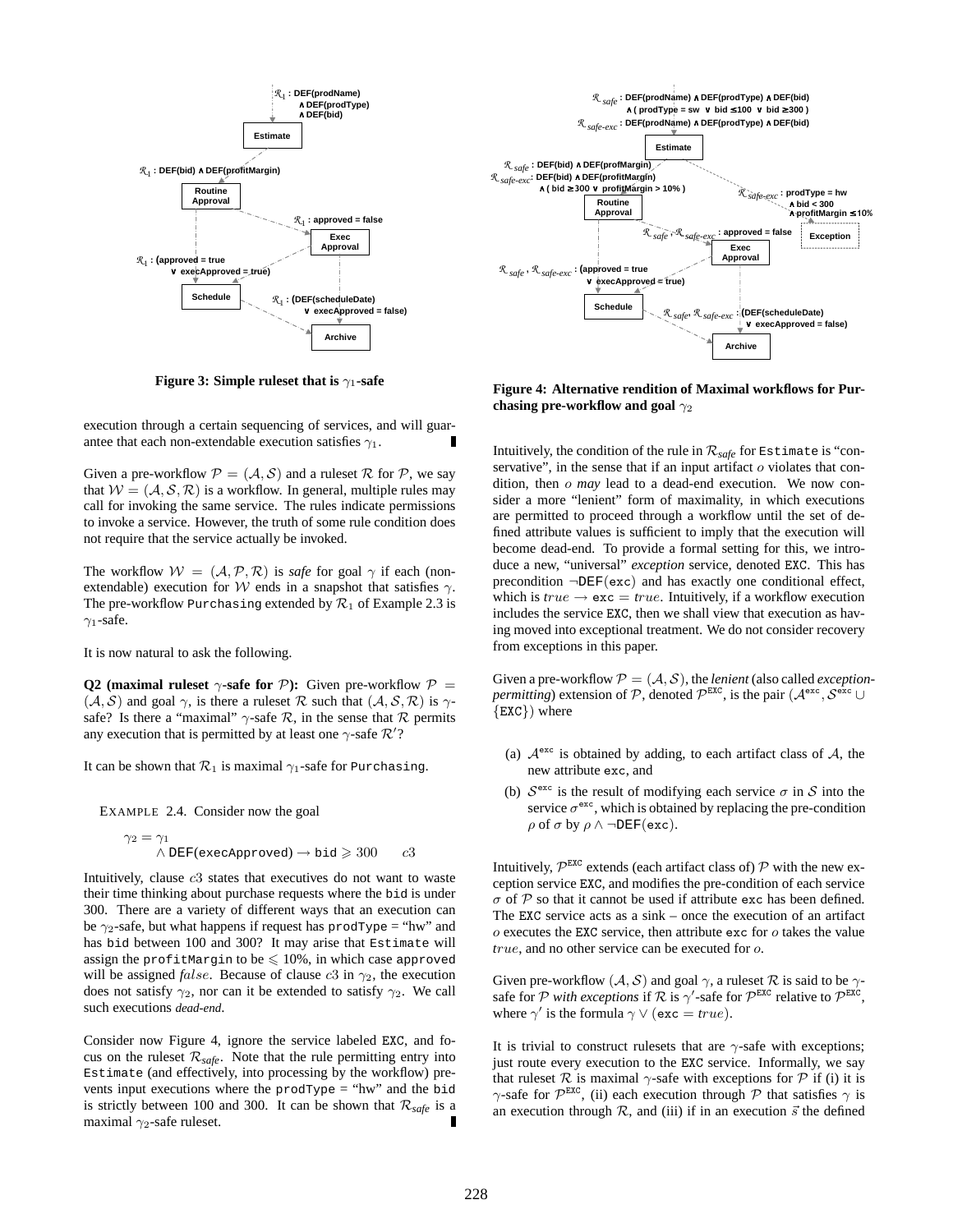Figure 3: Simple ruleset that is $\gamma_1$-safe

Figure 4: Alternative rendition of Maximal workflows for Purchasing pre-workflow and goal $\gamma_2$

execution through a certain sequencing of services, and will guarantee that each non-extendable execution satisfies $\gamma_1$. ∎

Given a pre-workflow $\mathcal{P} = (\mathcal{A}, \mathcal{S})$ and a ruleset $\mathcal{R}$ for $\mathcal{P}$, we say that $\mathcal{W} = (\mathcal{A}, \mathcal{S}, \mathcal{R})$ is a workflow. In general, multiple rules may call for invoking the same service. The rules indicate permissions to invoke a service. However, the truth of some rule condition does not require that the service actually be invoked.

The workflow $\mathcal{W} = (\mathcal{A}, \mathcal{P}, \mathcal{R})$ is *safe* for goal $\gamma$ if each (non-extendable) execution for $\mathcal{W}$ ends in a snapshot that satisfies $\gamma$. The pre-workflow Purchasing extended by $\mathcal{R}_1$ of Example 2.3 is $\gamma_1$-safe.

It is now natural to ask the following.

**Q2 (maximal ruleset $\gamma$-safe for $\mathcal{P}$):** Given pre-workflow $\mathcal{P} = (\mathcal{A}, \mathcal{S})$ and goal $\gamma$, is there a ruleset $\mathcal{R}$ such that $(\mathcal{A}, \mathcal{S}, \mathcal{R})$ is $\gamma$-safe? Is there a "maximal" $\gamma$-safe $\mathcal{R}$, in the sense that $\mathcal{R}$ permits any execution that is permitted by at least one $\gamma$-safe $\mathcal{R}'$?

It can be shown that $\mathcal{R}_1$ is maximal $\gamma_1$-safe for Purchasing.

EXAMPLE 2.4. Consider now the goal

$$\gamma_2 = \gamma_1 \wedge \texttt{DEF}(\texttt{execApproved}) \rightarrow \texttt{bid} \geqslant 300 \qquad c3$$

Intuitively, clause $c3$ states that executives do not want to waste their time thinking about purchase requests where the bid is under 300. There are a variety of different ways that an execution can be $\gamma_2$-safe, but what happens if request has prodType = "hw" and has bid between 100 and 300? It may arise that Estimate will assign the profitMargin to be $\leqslant$ 10%, in which case approved will be assigned $false$. Because of clause $c3$ in $\gamma_2$, the execution does not satisfy $\gamma_2$, nor can it be extended to satisfy $\gamma_2$. We call such executions *dead-end*.

Consider now Figure 4, ignore the service labeled EXC, and focus on the ruleset $\mathcal{R}_{safe}$. Note that the rule permitting entry into Estimate (and effectively, into processing by the workflow) prevents input executions where the prodType = "hw" and the bid is strictly between 100 and 300. It can be shown that $\mathcal{R}_{safe}$ is a maximal $\gamma_2$-safe ruleset. ∎

Intuitively, the condition of the rule in $\mathcal{R}_{safe}$ for Estimate is "conservative", in the sense that if an input artifact $o$ violates that condition, then $o$ *may* lead to a dead-end execution. We now consider a more "lenient" form of maximality, in which executions are permitted to proceed through a workflow until the set of defined attribute values is sufficient to imply that the execution will become dead-end. To provide a formal setting for this, we introduce a new, "universal" *exception* service, denoted EXC. This has precondition $\neg\texttt{DEF}(\texttt{exc})$ and has exactly one conditional effect, which is $true \rightarrow \texttt{exc} = true$. Intuitively, if a workflow execution includes the service EXC, then we shall view that execution as having moved into exceptional treatment. We do not consider recovery from exceptions in this paper.

Given a pre-workflow $\mathcal{P} = (\mathcal{A}, \mathcal{S})$, the *lenient* (also called *exception-permitting*) extension of $\mathcal{P}$, denoted $\mathcal{P}^{\texttt{EXC}}$, is the pair $(\mathcal{A}^{\texttt{exc}}, \mathcal{S}^{\texttt{exc}} \cup \{\texttt{EXC}\})$ where

(a) $\mathcal{A}^{\texttt{exc}}$ is obtained by adding, to each artifact class of $\mathcal{A}$, the new attribute exc, and

(b) $\mathcal{S}^{\texttt{exc}}$ is the result of modifying each service $\sigma$ in $\mathcal{S}$ into the service $\sigma^{\texttt{exc}}$, which is obtained by replacing the pre-condition $\rho$ of $\sigma$ by $\rho \wedge \neg\texttt{DEF}(\texttt{exc})$.

Intuitively, $\mathcal{P}^{\texttt{EXC}}$ extends (each artifact class of) $\mathcal{P}$ with the new exception service EXC, and modifies the pre-condition of each service $\sigma$ of $\mathcal{P}$ so that it cannot be used if attribute exc has been defined. The EXC service acts as a sink – once the execution of an artifact $o$ executes the EXC service, then attribute exc for $o$ takes the value $true$, and no other service can be executed for $o$.

Given pre-workflow $(\mathcal{A}, \mathcal{S})$ and goal $\gamma$, a ruleset $\mathcal{R}$ is said to be $\gamma$-safe for $\mathcal{P}$ *with exceptions* if $\mathcal{R}$ is $\gamma'$-safe for $\mathcal{P}^{\texttt{EXC}}$ relative to $\mathcal{P}^{\texttt{EXC}}$, where $\gamma'$ is the formula $\gamma \vee (\texttt{exc} = true)$.

It is trivial to construct rulesets that are $\gamma$-safe with exceptions; just route every execution to the EXC service. Informally, we say that ruleset $\mathcal{R}$ is maximal $\gamma$-safe with exceptions for $\mathcal{P}$ if (i) it is $\gamma$-safe for $\mathcal{P}^{\texttt{EXC}}$, (ii) each execution through $\mathcal{P}$ that satisfies $\gamma$ is an execution through $\mathcal{R}$, and (iii) if in an execution $\vec{s}$ the defined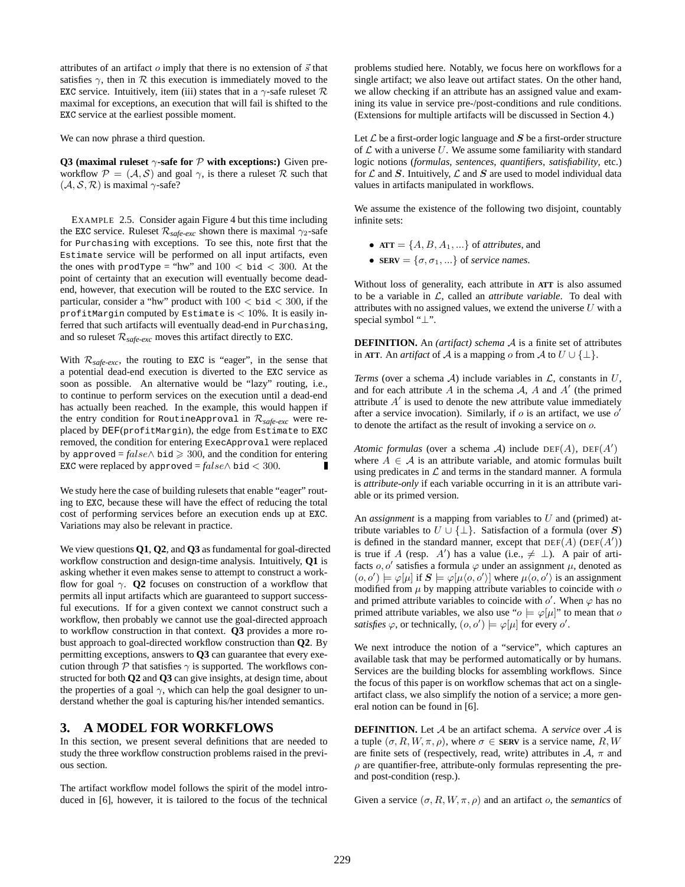attributes of an artifact $o$ imply that there is no extension of $\vec{s}$ that satisfies $\gamma$, then in $\mathcal{R}$ this execution is immediately moved to the EXC service. Intuitively, item (iii) states that in a $\gamma$-safe ruleset $\mathcal{R}$ maximal for exceptions, an execution that will fail is shifted to the EXC service at the earliest possible moment.

We can now phrase a third question.

**Q3 (maximal ruleset $\gamma$-safe for $\mathcal{P}$ with exceptions:)** Given preworkflow $\mathcal{P} = (\mathcal{A}, \mathcal{S})$ and goal $\gamma$, is there a ruleset $\mathcal{R}$ such that $(\mathcal{A}, \mathcal{S}, \mathcal{R})$ is maximal $\gamma$-safe?

EXAMPLE 2.5. Consider again Figure 4 but this time including the EXC service. Ruleset $\mathcal{R}_{\textit{safe-exc}}$ shown there is maximal $\gamma_2$-safe for Purchasing with exceptions. To see this, note first that the Estimate service will be performed on all input artifacts, even the ones with prodType = "hw" and $100 <$ bid $< 300$. At the point of certainty that an execution will eventually become deadend, however, that execution will be routed to the EXC service. In particular, consider a "hw" product with $100 <$ bid $< 300$, if the profitMargin computed by Estimate is $< 10\%$. It is easily inferred that such artifacts will eventually dead-end in Purchasing, and so ruleset $\mathcal{R}_{\textit{safe-exc}}$ moves this artifact directly to EXC.

With $\mathcal{R}_{\textit{safe-exc}}$, the routing to EXC is "eager", in the sense that a potential dead-end execution is diverted to the EXC service as soon as possible. An alternative would be "lazy" routing, i.e., to continue to perform services on the execution until a dead-end has actually been reached. In the example, this would happen if the entry condition for RoutineApproval in $\mathcal{R}_{\textit{safe-exc}}$ were replaced by DEF(profitMargin), the edge from Estimate to EXC removed, the condition for entering ExecApproval were replaced by approved = $false \wedge$ bid $\geqslant 300$, and the condition for entering EXC were replaced by approved = $false \wedge$ bid $< 300$. ∎

We study here the case of building rulesets that enable "eager" routing to EXC, because these will have the effect of reducing the total cost of performing services before an execution ends up at EXC. Variations may also be relevant in practice.

We view questions **Q1**, **Q2**, and **Q3** as fundamental for goal-directed workflow construction and design-time analysis. Intuitively, **Q1** is asking whether it even makes sense to attempt to construct a workflow for goal $\gamma$. **Q2** focuses on construction of a workflow that permits all input artifacts which are guaranteed to support successful executions. If for a given context we cannot construct such a workflow, then probably we cannot use the goal-directed approach to workflow construction in that context. **Q3** provides a more robust approach to goal-directed workflow construction than **Q2**. By permitting exceptions, answers to **Q3** can guarantee that every execution through $\mathcal{P}$ that satisfies $\gamma$ is supported. The workflows constructed for both **Q2** and **Q3** can give insights, at design time, about the properties of a goal $\gamma$, which can help the goal designer to understand whether the goal is capturing his/her intended semantics.

## 3. A MODEL FOR WORKFLOWS

In this section, we present several definitions that are needed to study the three workflow construction problems raised in the previous section.

The artifact workflow model follows the spirit of the model introduced in [6], however, it is tailored to the focus of the technical problems studied here. Notably, we focus here on workflows for a single artifact; we also leave out artifact states. On the other hand, we allow checking if an attribute has an assigned value and examining its value in service pre-/post-conditions and rule conditions. (Extensions for multiple artifacts will be discussed in Section 4.)

Let $\mathcal{L}$ be a first-order logic language and $\boldsymbol{S}$ be a first-order structure of $\mathcal{L}$ with a universe $U$. We assume some familiarity with standard logic notions (*formulas*, *sentences*, *quantifiers*, *satisfiability*, etc.) for $\mathcal{L}$ and $\boldsymbol{S}$. Intuitively, $\mathcal{L}$ and $\boldsymbol{S}$ are used to model individual data values in artifacts manipulated in workflows.

We assume the existence of the following two disjoint, countably infinite sets:

- $\textbf{ATT} = \{A, B, A_1, ...\}$ of *attributes*, and
- $\textbf{SERV} = \{\sigma, \sigma_1, ...\}$ of *service names*.

Without loss of generality, each attribute in **ATT** is also assumed to be a variable in $\mathcal{L}$, called an *attribute variable*. To deal with attributes with no assigned values, we extend the universe $U$ with a special symbol "$\perp$".

**DEFINITION.** An *(artifact) schema* $\mathcal{A}$ is a finite set of attributes in **ATT**. An *artifact* of $\mathcal{A}$ is a mapping $o$ from $\mathcal{A}$ to $U \cup \{\perp\}$.

*Terms* (over a schema $\mathcal{A}$) include variables in $\mathcal{L}$, constants in $U$, and for each attribute $A$ in the schema $\mathcal{A}$, $A$ and $A'$ (the primed attribute $A'$ is used to denote the new attribute value immediately after a service invocation). Similarly, if $o$ is an artifact, we use $o'$ to denote the artifact as the result of invoking a service on $o$.

*Atomic formulas* (over a schema $\mathcal{A}$) include $\text{DEF}(A)$, $\text{DEF}(A')$ where $A \in \mathcal{A}$ is an attribute variable, and atomic formulas built using predicates in $\mathcal{L}$ and terms in the standard manner. A formula is *attribute-only* if each variable occurring in it is an attribute variable or its primed version.

An *assignment* is a mapping from variables to $U$ and (primed) attribute variables to $U \cup \{\perp\}$. Satisfaction of a formula (over $\boldsymbol{S}$) is defined in the standard manner, except that $\text{DEF}(A)$ ($\text{DEF}(A')$) is true if $A$ (resp. $A'$) has a value (i.e., $\neq \perp$). A pair of artifacts $o, o'$ satisfies a formula $\varphi$ under an assignment $\mu$, denoted as $(o, o') \models \varphi[\mu]$ if $\boldsymbol{S} \models \varphi[\mu\langle o, o'\rangle]$ where $\mu\langle o, o'\rangle$ is an assignment modified from $\mu$ by mapping attribute variables to coincide with $o$ and primed attribute variables to coincide with $o'$. When $\varphi$ has no primed attribute variables, we also use "$o \models \varphi[\mu]$" to mean that $o$ *satisfies* $\varphi$, or technically, $(o, o') \models \varphi[\mu]$ for every $o'$.

We next introduce the notion of a "service", which captures an available task that may be performed automatically or by humans. Services are the building blocks for assembling workflows. Since the focus of this paper is on workflow schemas that act on a single-artifact class, we also simplify the notion of a service; a more general notion can be found in [6].

**DEFINITION.** Let $\mathcal{A}$ be an artifact schema. A *service* over $\mathcal{A}$ is a tuple $(\sigma, R, W, \pi, \rho)$, where $\sigma \in \textbf{SERV}$ is a service name, $R, W$ are finite sets of (respectively, read, write) attributes in $\mathcal{A}$, $\pi$ and $\rho$ are quantifier-free, attribute-only formulas representing the pre- and post-condition (resp.).

Given a service $(\sigma, R, W, \pi, \rho)$ and an artifact $o$, the *semantics* of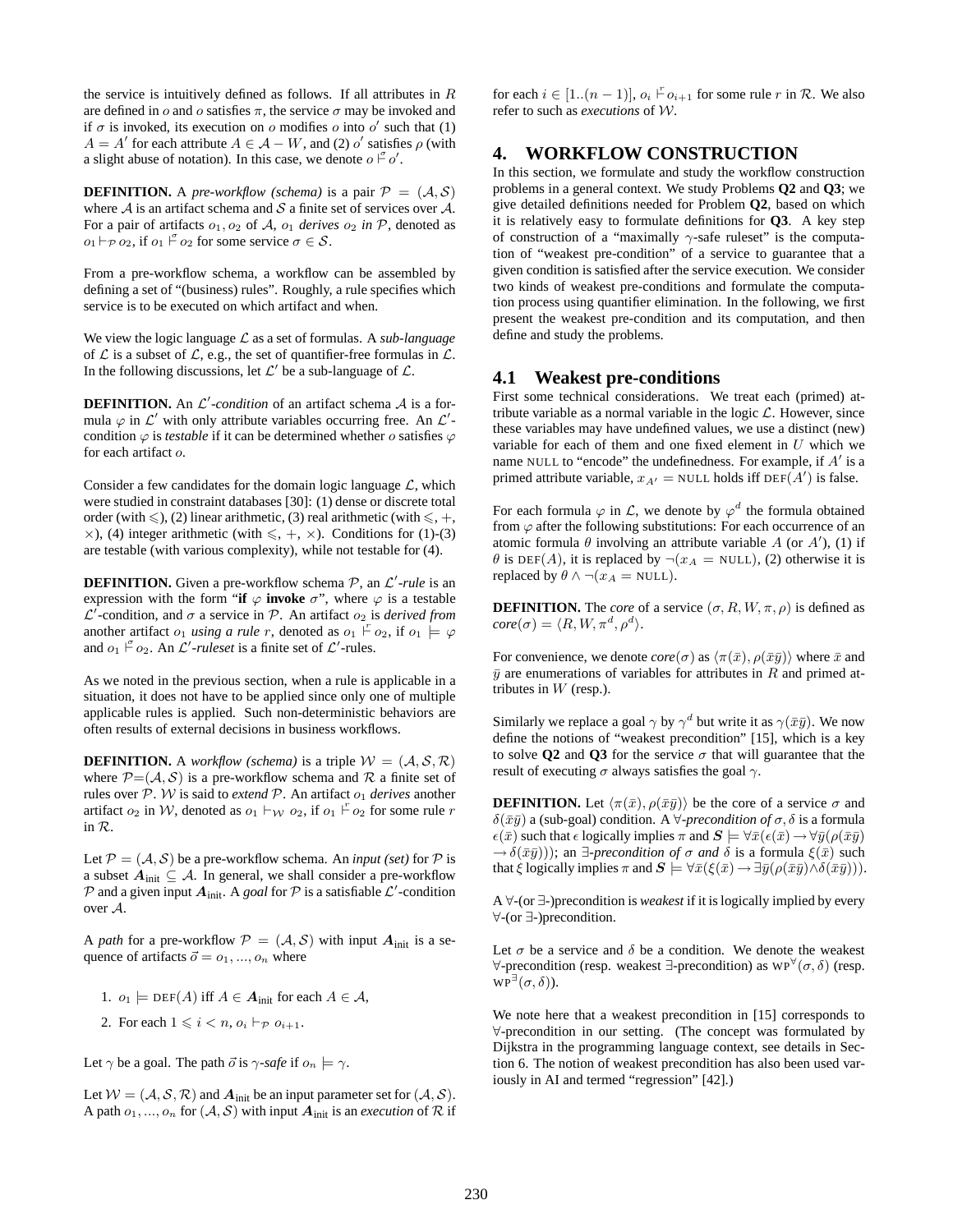the service is intuitively defined as follows. If all attributes in $R$ are defined in $o$ and $o$ satisfies $\pi$, the service $\sigma$ may be invoked and if $\sigma$ is invoked, its execution on $o$ modifies $o$ into $o'$ such that (1) $A = A'$ for each attribute $A \in \mathcal{A} - W$, and (2) $o'$ satisfies $\rho$ (with a slight abuse of notation). In this case, we denote $o \overset{\sigma}{\vDash} o'$.

**DEFINITION.** A *pre-workflow (schema)* is a pair $\mathcal{P} = (\mathcal{A}, \mathcal{S})$ where $\mathcal{A}$ is an artifact schema and $\mathcal{S}$ a finite set of services over $\mathcal{A}$. For a pair of artifacts $o_1, o_2$ of $\mathcal{A}$, $o_1$ *derives* $o_2$ *in* $\mathcal{P}$, denoted as $o_1 \vdash_{\mathcal{P}} o_2$, if $o_1 \overset{\sigma}{\vDash} o_2$ for some service $\sigma \in \mathcal{S}$.

From a pre-workflow schema, a workflow can be assembled by defining a set of "(business) rules". Roughly, a rule specifies which service is to be executed on which artifact and when.

We view the logic language $\mathcal{L}$ as a set of formulas. A *sub-language* of $\mathcal{L}$ is a subset of $\mathcal{L}$, e.g., the set of quantifier-free formulas in $\mathcal{L}$. In the following discussions, let $\mathcal{L}'$ be a sub-language of $\mathcal{L}$.

**DEFINITION.** An $\mathcal{L}'$*-condition* of an artifact schema $\mathcal{A}$ is a formula $\varphi$ in $\mathcal{L}'$ with only attribute variables occurring free. An $\mathcal{L}'$-condition $\varphi$ is *testable* if it can be determined whether $o$ satisfies $\varphi$ for each artifact $o$.

Consider a few candidates for the domain logic language $\mathcal{L}$, which were studied in constraint databases [30]: (1) dense or discrete total order (with $\leqslant$), (2) linear arithmetic, (3) real arithmetic (with $\leqslant, +, \times$), (4) integer arithmetic (with $\leqslant, +, \times$). Conditions for (1)-(3) are testable (with various complexity), while not testable for (4).

**DEFINITION.** Given a pre-workflow schema $\mathcal{P}$, an $\mathcal{L}'$*-rule* is an expression with the form "**if** $\varphi$ **invoke** $\sigma$", where $\varphi$ is a testable $\mathcal{L}'$-condition, and $\sigma$ a service in $\mathcal{P}$. An artifact $o_2$ is *derived from* another artifact $o_1$ *using a rule* $r$, denoted as $o_1 \overset{r}{\vDash} o_2$, if $o_1 \models \varphi$ and $o_1 \overset{\sigma}{\vDash} o_2$. An $\mathcal{L}'$*-ruleset* is a finite set of $\mathcal{L}'$-rules.

As we noted in the previous section, when a rule is applicable in a situation, it does not have to be applied since only one of multiple applicable rules is applied. Such non-deterministic behaviors are often results of external decisions in business workflows.

**DEFINITION.** A *workflow (schema)* is a triple $\mathcal{W} = (\mathcal{A}, \mathcal{S}, \mathcal{R})$ where $\mathcal{P}=(\mathcal{A}, \mathcal{S})$ is a pre-workflow schema and $\mathcal{R}$ a finite set of rules over $\mathcal{P}$. $\mathcal{W}$ is said to *extend* $\mathcal{P}$. An artifact $o_1$ *derives* another artifact $o_2$ in $\mathcal{W}$, denoted as $o_1 \vdash_{\mathcal{W}} o_2$, if $o_1 \overset{r}{\vDash} o_2$ for some rule $r$ in $\mathcal{R}$.

Let $\mathcal{P} = (\mathcal{A}, \mathcal{S})$ be a pre-workflow schema. An *input (set)* for $\mathcal{P}$ is a subset $\boldsymbol{A}_{\text{init}} \subseteq \mathcal{A}$. In general, we shall consider a pre-workflow $\mathcal{P}$ and a given input $\boldsymbol{A}_{\text{init}}$. A *goal* for $\mathcal{P}$ is a satisfiable $\mathcal{L}'$-condition over $\mathcal{A}$.

A *path* for a pre-workflow $\mathcal{P} = (\mathcal{A}, \mathcal{S})$ with input $\boldsymbol{A}_{\text{init}}$ is a sequence of artifacts $\vec{o} = o_1, ..., o_n$ where

1. $o_1 \models \text{DEF}(A)$ iff $A \in \boldsymbol{A}_{\text{init}}$ for each $A \in \mathcal{A}$,
2. For each $1 \leqslant i < n$, $o_i \vdash_{\mathcal{P}} o_{i+1}$.

Let $\gamma$ be a goal. The path $\vec{o}$ is $\gamma$*-safe* if $o_n \models \gamma$.

Let $\mathcal{W} = (\mathcal{A}, \mathcal{S}, \mathcal{R})$ and $\boldsymbol{A}_{\text{init}}$ be an input parameter set for $(\mathcal{A}, \mathcal{S})$. A path $o_1, ..., o_n$ for $(\mathcal{A}, \mathcal{S})$ with input $\boldsymbol{A}_{\text{init}}$ is an *execution* of $\mathcal{R}$ if for each $i \in [1..(n-1)]$, $o_i \overset{r}{\vDash} o_{i+1}$ for some rule $r$ in $\mathcal{R}$. We also refer to such as *executions* of $\mathcal{W}$.

## 4. WORKFLOW CONSTRUCTION

In this section, we formulate and study the workflow construction problems in a general context. We study Problems **Q2** and **Q3**; we give detailed definitions needed for Problem **Q2**, based on which it is relatively easy to formulate definitions for **Q3**. A key step of construction of a "maximally $\gamma$-safe ruleset" is the computation of "weakest pre-condition" of a service to guarantee that a given condition is satisfied after the service execution. We consider two kinds of weakest pre-conditions and formulate the computation process using quantifier elimination. In the following, we first present the weakest pre-condition and its computation, and then define and study the problems.

### 4.1 Weakest pre-conditions

First some technical considerations. We treat each (primed) attribute variable as a normal variable in the logic $\mathcal{L}$. However, since these variables may have undefined values, we use a distinct (new) variable for each of them and one fixed element in $U$ which we name NULL to "encode" the undefinedness. For example, if $A'$ is a primed attribute variable, $x_{A'} = \text{NULL}$ holds iff $\text{DEF}(A')$ is false.

For each formula $\varphi$ in $\mathcal{L}$, we denote by $\varphi^d$ the formula obtained from $\varphi$ after the following substitutions: For each occurrence of an atomic formula $\theta$ involving an attribute variable $A$ (or $A'$), (1) if $\theta$ is $\text{DEF}(A)$, it is replaced by $\neg(x_A = \text{NULL})$, (2) otherwise it is replaced by $\theta \wedge \neg(x_A = \text{NULL})$.

**DEFINITION.** The *core* of a service $(\sigma, R, W, \pi, \rho)$ is defined as *core*$(\sigma) = \langle R, W, \pi^d, \rho^d \rangle$.

For convenience, we denote *core*$(\sigma)$ as $\langle \pi(\bar{x}), \rho(\bar{x}\bar{y}) \rangle$ where $\bar{x}$ and $\bar{y}$ are enumerations of variables for attributes in $R$ and primed attributes in $W$ (resp.).

Similarly we replace a goal $\gamma$ by $\gamma^d$ but write it as $\gamma(\bar{x}\bar{y})$. We now define the notions of "weakest precondition" [15], which is a key to solve **Q2** and **Q3** for the service $\sigma$ that will guarantee that the result of executing $\sigma$ always satisfies the goal $\gamma$.

**DEFINITION.** Let $\langle \pi(\bar{x}), \rho(\bar{x}\bar{y}) \rangle$ be the core of a service $\sigma$ and $\delta(\bar{x}\bar{y})$ a (sub-goal) condition. A $\forall$*-precondition of* $\sigma, \delta$ is a formula $\epsilon(\bar{x})$ such that $\epsilon$ logically implies $\pi$ and $\boldsymbol{S} \models \forall \bar{x}(\epsilon(\bar{x}) \rightarrow \forall \bar{y}(\rho(\bar{x}\bar{y}) \rightarrow \delta(\bar{x}\bar{y})))$; an $\exists$*-precondition of* $\sigma$ *and* $\delta$ is a formula $\xi(\bar{x})$ such that $\xi$ logically implies $\pi$ and $\boldsymbol{S} \models \forall \bar{x}(\xi(\bar{x}) \rightarrow \exists \bar{y}(\rho(\bar{x}\bar{y}) \wedge \delta(\bar{x}\bar{y})))$.

A $\forall$-(or $\exists$-)precondition is *weakest* if it is logically implied by every $\forall$-(or $\exists$-)precondition.

Let $\sigma$ be a service and $\delta$ be a condition. We denote the weakest $\forall$-precondition (resp. weakest $\exists$-precondition) as $\text{WP}^{\forall}(\sigma, \delta)$ (resp. $\text{WP}^{\exists}(\sigma, \delta)$).

We note here that a weakest precondition in [15] corresponds to $\forall$-precondition in our setting. (The concept was formulated by Dijkstra in the programming language context, see details in Section 6. The notion of weakest precondition has also been used variously in AI and termed "regression" [42].)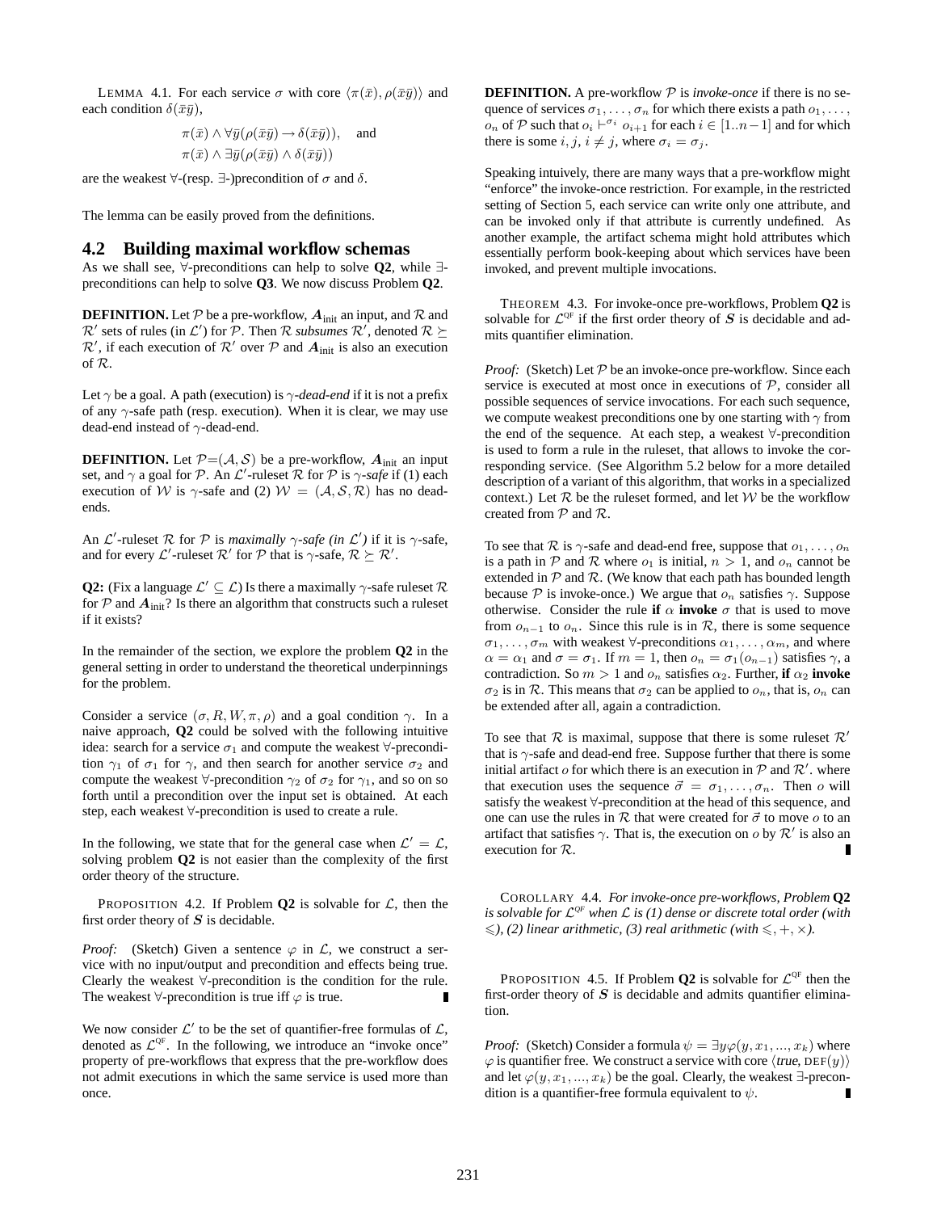LEMMA 4.1. For each service $\sigma$ with core $\langle \pi(\bar{x}), \rho(\bar{x}\bar{y}) \rangle$ and each condition $\delta(\bar{x}\bar{y})$,

$$\pi(\bar{x}) \wedge \forall \bar{y}(\rho(\bar{x}\bar{y}) \rightarrow \delta(\bar{x}\bar{y})), \quad \text{and}$$
$$\pi(\bar{x}) \wedge \exists \bar{y}(\rho(\bar{x}\bar{y}) \wedge \delta(\bar{x}\bar{y}))$$

are the weakest $\forall$-(resp. $\exists$-)precondition of $\sigma$ and $\delta$.

The lemma can be easily proved from the definitions.

## 4.2 Building maximal workflow schemas

As we shall see, $\forall$-preconditions can help to solve **Q2**, while $\exists$-preconditions can help to solve **Q3**. We now discuss Problem **Q2**.

**DEFINITION.** Let $\mathcal{P}$ be a pre-workflow, $\boldsymbol{A}_{\text{init}}$ an input, and $\mathcal{R}$ and $\mathcal{R}'$ sets of rules (in $\mathcal{L}'$) for $\mathcal{P}$. Then $\mathcal{R}$ *subsumes* $\mathcal{R}'$, denoted $\mathcal{R} \succeq \mathcal{R}'$, if each execution of $\mathcal{R}'$ over $\mathcal{P}$ and $\boldsymbol{A}_{\text{init}}$ is also an execution of $\mathcal{R}$.

Let $\gamma$ be a goal. A path (execution) is $\gamma$*-dead-end* if it is not a prefix of any $\gamma$-safe path (resp. execution). When it is clear, we may use dead-end instead of $\gamma$-dead-end.

**DEFINITION.** Let $\mathcal{P}{=}(\mathcal{A}, \mathcal{S})$ be a pre-workflow, $\boldsymbol{A}_{\text{init}}$ an input set, and $\gamma$ a goal for $\mathcal{P}$. An $\mathcal{L}'$-ruleset $\mathcal{R}$ for $\mathcal{P}$ is $\gamma$*-safe* if (1) each execution of $\mathcal{W}$ is $\gamma$-safe and (2) $\mathcal{W} = (\mathcal{A}, \mathcal{S}, \mathcal{R})$ has no dead-ends.

An $\mathcal{L}'$-ruleset $\mathcal{R}$ for $\mathcal{P}$ is *maximally $\gamma$-safe (in $\mathcal{L}'$)* if it is $\gamma$-safe, and for every $\mathcal{L}'$-ruleset $\mathcal{R}'$ for $\mathcal{P}$ that is $\gamma$-safe, $\mathcal{R} \succeq \mathcal{R}'$.

**Q2:** (Fix a language $\mathcal{L}' \subseteq \mathcal{L}$) Is there a maximally $\gamma$-safe ruleset $\mathcal{R}$ for $\mathcal{P}$ and $\boldsymbol{A}_{\text{init}}$? Is there an algorithm that constructs such a ruleset if it exists?

In the remainder of the section, we explore the problem **Q2** in the general setting in order to understand the theoretical underpinnings for the problem.

Consider a service $(\sigma, R, W, \pi, \rho)$ and a goal condition $\gamma$. In a naive approach, **Q2** could be solved with the following intuitive idea: search for a service $\sigma_1$ and compute the weakest $\forall$-precondition $\gamma_1$ of $\sigma_1$ for $\gamma$, and then search for another service $\sigma_2$ and compute the weakest $\forall$-precondition $\gamma_2$ of $\sigma_2$ for $\gamma_1$, and so on so forth until a precondition over the input set is obtained. At each step, each weakest $\forall$-precondition is used to create a rule.

In the following, we state that for the general case when $\mathcal{L}' = \mathcal{L}$, solving problem **Q2** is not easier than the complexity of the first order theory of the structure.

PROPOSITION 4.2. If Problem **Q2** is solvable for $\mathcal{L}$, then the first order theory of $\boldsymbol{S}$ is decidable.

*Proof:* (Sketch) Given a sentence $\varphi$ in $\mathcal{L}$, we construct a service with no input/output and precondition and effects being true. Clearly the weakest $\forall$-precondition is the condition for the rule. The weakest $\forall$-precondition is true iff $\varphi$ is true. ∎

We now consider $\mathcal{L}'$ to be the set of quantifier-free formulas of $\mathcal{L}$, denoted as $\mathcal{L}^{\text{QF}}$. In the following, we introduce an "invoke once" property of pre-workflows that express that the pre-workflow does not admit executions in which the same service is used more than once.

**DEFINITION.** A pre-workflow $\mathcal{P}$ is *invoke-once* if there is no sequence of services $\sigma_1, \ldots, \sigma_n$ for which there exists a path $o_1, \ldots, o_n$ of $\mathcal{P}$ such that $o_i \vdash^{\sigma_i} o_{i+1}$ for each $i \in [1..n-1]$ and for which there is some $i, j$, $i \neq j$, where $\sigma_i = \sigma_j$.

Speaking intuively, there are many ways that a pre-workflow might "enforce" the invoke-once restriction. For example, in the restricted setting of Section 5, each service can write only one attribute, and can be invoked only if that attribute is currently undefined. As another example, the artifact schema might hold attributes which essentially perform book-keeping about which services have been invoked, and prevent multiple invocations.

THEOREM 4.3. For invoke-once pre-workflows, Problem **Q2** is solvable for $\mathcal{L}^{\text{QF}}$ if the first order theory of $\boldsymbol{S}$ is decidable and admits quantifier elimination.

*Proof:* (Sketch) Let $\mathcal{P}$ be an invoke-once pre-workflow. Since each service is executed at most once in executions of $\mathcal{P}$, consider all possible sequences of service invocations. For each such sequence, we compute weakest preconditions one by one starting with $\gamma$ from the end of the sequence. At each step, a weakest $\forall$-precondition is used to form a rule in the ruleset, that allows to invoke the corresponding service. (See Algorithm 5.2 below for a more detailed description of a variant of this algorithm, that works in a specialized context.) Let $\mathcal{R}$ be the ruleset formed, and let $\mathcal{W}$ be the workflow created from $\mathcal{P}$ and $\mathcal{R}$.

To see that $\mathcal{R}$ is $\gamma$-safe and dead-end free, suppose that $o_1, \ldots, o_n$ is a path in $\mathcal{P}$ and $\mathcal{R}$ where $o_1$ is initial, $n > 1$, and $o_n$ cannot be extended in $\mathcal{P}$ and $\mathcal{R}$. (We know that each path has bounded length because $\mathcal{P}$ is invoke-once.) We argue that $o_n$ satisfies $\gamma$. Suppose otherwise. Consider the rule **if** $\alpha$ **invoke** $\sigma$ that is used to move from $o_{n-1}$ to $o_n$. Since this rule is in $\mathcal{R}$, there is some sequence $\sigma_1, \ldots, \sigma_m$ with weakest $\forall$-preconditions $\alpha_1, \ldots, \alpha_m$, and where $\alpha = \alpha_1$ and $\sigma = \sigma_1$. If $m = 1$, then $o_n = \sigma_1(o_{n-1})$ satisfies $\gamma$, a contradiction. So $m > 1$ and $o_n$ satisfies $\alpha_2$. Further, **if** $\alpha_2$ **invoke** $\sigma_2$ is in $\mathcal{R}$. This means that $\sigma_2$ can be applied to $o_n$, that is, $o_n$ can be extended after all, again a contradiction.

To see that $\mathcal{R}$ is maximal, suppose that there is some ruleset $\mathcal{R}'$ that is $\gamma$-safe and dead-end free. Suppose further that there is some initial artifact $o$ for which there is an execution in $\mathcal{P}$ and $\mathcal{R}'$. where that execution uses the sequence $\vec{\sigma} = \sigma_1, \ldots, \sigma_n$. Then $o$ will satisfy the weakest $\forall$-precondition at the head of this sequence, and one can use the rules in $\mathcal{R}$ that were created for $\vec{\sigma}$ to move $o$ to an artifact that satisfies $\gamma$. That is, the execution on $o$ by $\mathcal{R}'$ is also an execution for $\mathcal{R}$. ∎

COROLLARY 4.4. *For invoke-once pre-workflows, Problem* **Q2** *is solvable for $\mathcal{L}^{\text{QF}}$ when $\mathcal{L}$ is (1) dense or discrete total order (with $\leqslant$), (2) linear arithmetic, (3) real arithmetic (with $\leqslant, +, \times$).*

PROPOSITION 4.5. If Problem **Q2** is solvable for $\mathcal{L}^{\text{QF}}$ then the first-order theory of $\boldsymbol{S}$ is decidable and admits quantifier elimination.

*Proof:* (Sketch) Consider a formula $\psi = \exists y \varphi(y, x_1, ..., x_k)$ where $\varphi$ is quantifier free. We construct a service with core $\langle \textit{true}, \textsc{def}(y) \rangle$ and let $\varphi(y, x_1, ..., x_k)$ be the goal. Clearly, the weakest $\exists$-precondition is a quantifier-free formula equivalent to $\psi$. ∎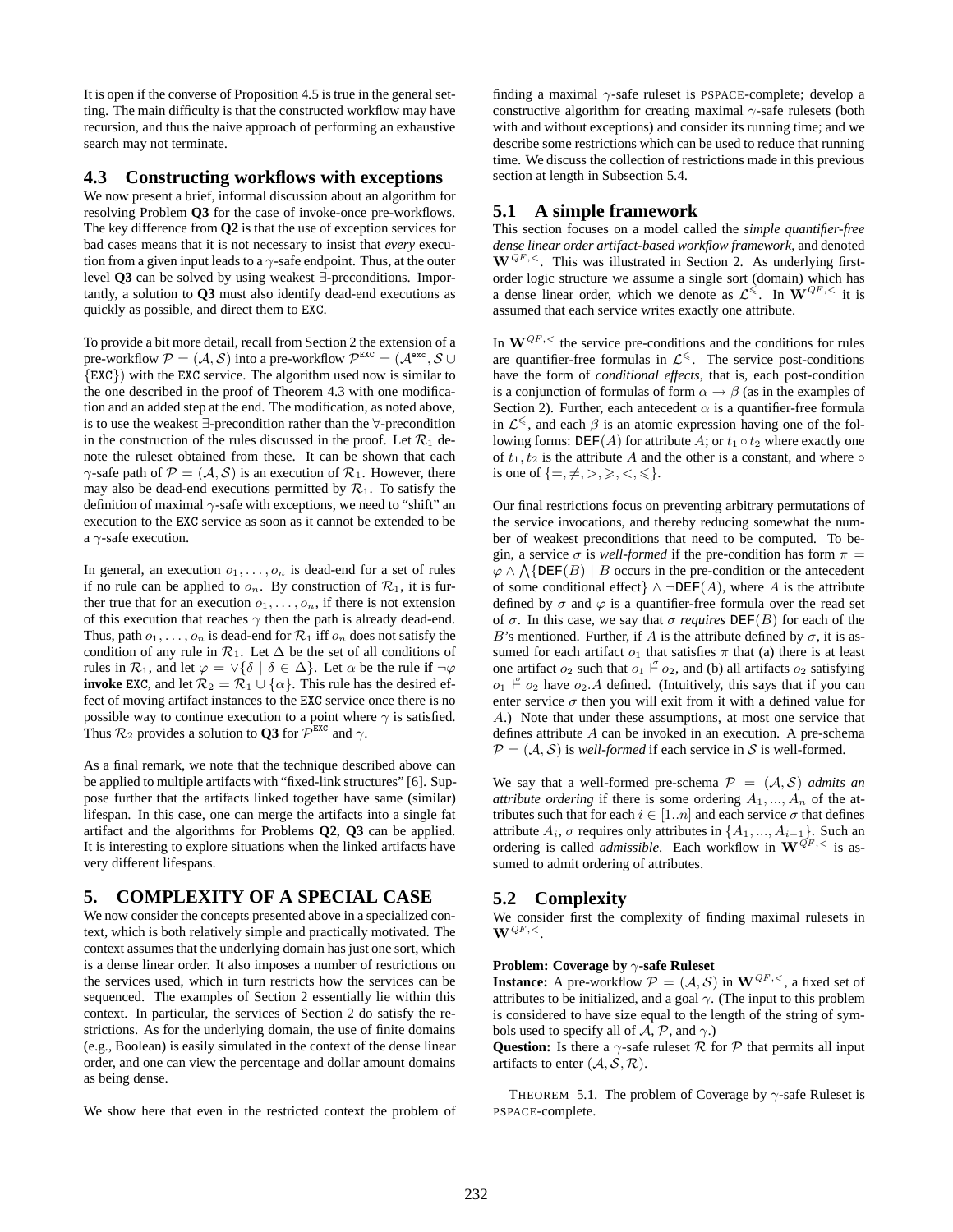It is open if the converse of Proposition 4.5 is true in the general setting. The main difficulty is that the constructed workflow may have recursion, and thus the naive approach of performing an exhaustive search may not terminate.

### 4.3 Constructing workflows with exceptions

We now present a brief, informal discussion about an algorithm for resolving Problem **Q3** for the case of invoke-once pre-workflows. The key difference from **Q2** is that the use of exception services for bad cases means that it is not necessary to insist that *every* execution from a given input leads to a $\gamma$-safe endpoint. Thus, at the outer level **Q3** can be solved by using weakest $\exists$-preconditions. Importantly, a solution to **Q3** must also identify dead-end executions as quickly as possible, and direct them to EXC.

To provide a bit more detail, recall from Section 2 the extension of a pre-workflow $\mathcal{P} = (\mathcal{A}, \mathcal{S})$ into a pre-workflow $\mathcal{P}^{\texttt{EXC}} = (\mathcal{A}^{\texttt{exc}}, \mathcal{S} \cup \{\texttt{EXC}\})$ with the EXC service. The algorithm used now is similar to the one described in the proof of Theorem 4.3 with one modification and an added step at the end. The modification, as noted above, is to use the weakest $\exists$-precondition rather than the $\forall$-precondition in the construction of the rules discussed in the proof. Let $\mathcal{R}_1$ denote the ruleset obtained from these. It can be shown that each $\gamma$-safe path of $\mathcal{P} = (\mathcal{A}, \mathcal{S})$ is an execution of $\mathcal{R}_1$. However, there may also be dead-end executions permitted by $\mathcal{R}_1$. To satisfy the definition of maximal $\gamma$-safe with exceptions, we need to "shift" an execution to the EXC service as soon as it cannot be extended to be a $\gamma$-safe execution.

In general, an execution $o_1, \ldots, o_n$ is dead-end for a set of rules if no rule can be applied to $o_n$. By construction of $\mathcal{R}_1$, it is further true that for an execution $o_1, \ldots, o_n$, if there is not extension of this execution that reaches $\gamma$ then the path is already dead-end. Thus, path $o_1, \ldots, o_n$ is dead-end for $\mathcal{R}_1$ iff $o_n$ does not satisfy the condition of any rule in $\mathcal{R}_1$. Let $\Delta$ be the set of all conditions of rules in $\mathcal{R}_1$, and let $\varphi = \vee\{\delta \mid \delta \in \Delta\}$. Let $\alpha$ be the rule **if** $\neg\varphi$ **invoke** EXC, and let $\mathcal{R}_2 = \mathcal{R}_1 \cup \{\alpha\}$. This rule has the desired effect of moving artifact instances to the EXC service once there is no possible way to continue execution to a point where $\gamma$ is satisfied. Thus $\mathcal{R}_2$ provides a solution to **Q3** for $\mathcal{P}^{\texttt{EXC}}$ and $\gamma$.

As a final remark, we note that the technique described above can be applied to multiple artifacts with "fixed-link structures" [6]. Suppose further that the artifacts linked together have same (similar) lifespan. In this case, one can merge the artifacts into a single fat artifact and the algorithms for Problems **Q2**, **Q3** can be applied. It is interesting to explore situations when the linked artifacts have very different lifespans.

## 5. COMPLEXITY OF A SPECIAL CASE

We now consider the concepts presented above in a specialized context, which is both relatively simple and practically motivated. The context assumes that the underlying domain has just one sort, which is a dense linear order. It also imposes a number of restrictions on the services used, which in turn restricts how the services can be sequenced. The examples of Section 2 essentially lie within this context. In particular, the services of Section 2 do satisfy the restrictions. As for the underlying domain, the use of finite domains (e.g., Boolean) is easily simulated in the context of the dense linear order, and one can view the percentage and dollar amount domains as being dense.

We show here that even in the restricted context the problem of finding a maximal $\gamma$-safe ruleset is PSPACE-complete; develop a constructive algorithm for creating maximal $\gamma$-safe rulesets (both with and without exceptions) and consider its running time; and we describe some restrictions which can be used to reduce that running time. We discuss the collection of restrictions made in this previous section at length in Subsection 5.4.

### 5.1 A simple framework

This section focuses on a model called the *simple quantifier-free dense linear order artifact-based workflow framework*, and denoted $\mathbf{W}^{QF,<}$. This was illustrated in Section 2. As underlying first-order logic structure we assume a single sort (domain) which has a dense linear order, which we denote as $\mathcal{L}^{\leqslant}$. In $\mathbf{W}^{QF,<}$ it is assumed that each service writes exactly one attribute.

In $\mathbf{W}^{QF,<}$ the service pre-conditions and the conditions for rules are quantifier-free formulas in $\mathcal{L}^{\leqslant}$. The service post-conditions have the form of *conditional effects*, that is, each post-condition is a conjunction of formulas of form $\alpha \to \beta$ (as in the examples of Section 2). Further, each antecedent $\alpha$ is a quantifier-free formula in $\mathcal{L}^{\leqslant}$, and each $\beta$ is an atomic expression having one of the following forms: $\texttt{DEF}(A)$ for attribute $A$; or $t_1 \circ t_2$ where exactly one of $t_1, t_2$ is the attribute $A$ and the other is a constant, and where $\circ$ is one of $\{=, \neq, >, \geqslant, <, \leqslant\}$.

Our final restrictions focus on preventing arbitrary permutations of the service invocations, and thereby reducing somewhat the number of weakest preconditions that need to be computed. To begin, a service $\sigma$ is *well-formed* if the pre-condition has form $\pi = \varphi \wedge \bigwedge\{\texttt{DEF}(B) \mid B$ occurs in the pre-condition or the antecedent of some conditional effect$\} \wedge \neg\texttt{DEF}(A)$, where $A$ is the attribute defined by $\sigma$ and $\varphi$ is a quantifier-free formula over the read set of $\sigma$. In this case, we say that $\sigma$ *requires* $\texttt{DEF}(B)$ for each of the $B$'s mentioned. Further, if $A$ is the attribute defined by $\sigma$, it is assumed for each artifact $o_1$ that satisfies $\pi$ that (a) there is at least one artifact $o_2$ such that $o_1 \models^{\sigma} o_2$, and (b) all artifacts $o_2$ satisfying $o_1 \models^{\sigma} o_2$ have $o_2.A$ defined. (Intuitively, this says that if you can enter service $\sigma$ then you will exit from it with a defined value for $A$.) Note that under these assumptions, at most one service that defines attribute $A$ can be invoked in an execution. A pre-schema $\mathcal{P} = (\mathcal{A}, \mathcal{S})$ is *well-formed* if each service in $\mathcal{S}$ is well-formed.

We say that a well-formed pre-schema $\mathcal{P} = (\mathcal{A}, \mathcal{S})$ *admits an attribute ordering* if there is some ordering $A_1, ..., A_n$ of the attributes such that for each $i \in [1..n]$ and each service $\sigma$ that defines attribute $A_i$, $\sigma$ requires only attributes in $\{A_1, ..., A_{i-1}\}$. Such an ordering is called *admissible*. Each workflow in $\mathbf{W}^{QF,<}$ is assumed to admit ordering of attributes.

### 5.2 Complexity

We consider first the complexity of finding maximal rulesets in $\mathbf{W}^{QF,<}$.

**Problem: Coverage by $\gamma$-safe Ruleset**
**Instance:** A pre-workflow $\mathcal{P} = (\mathcal{A}, \mathcal{S})$ in $\mathbf{W}^{QF,<}$, a fixed set of attributes to be initialized, and a goal $\gamma$. (The input to this problem is considered to have size equal to the length of the string of symbols used to specify all of $\mathcal{A}$, $\mathcal{P}$, and $\gamma$.)
**Question:** Is there a $\gamma$-safe ruleset $\mathcal{R}$ for $\mathcal{P}$ that permits all input artifacts to enter $(\mathcal{A}, \mathcal{S}, \mathcal{R})$.

THEOREM 5.1. The problem of Coverage by $\gamma$-safe Ruleset is PSPACE-complete.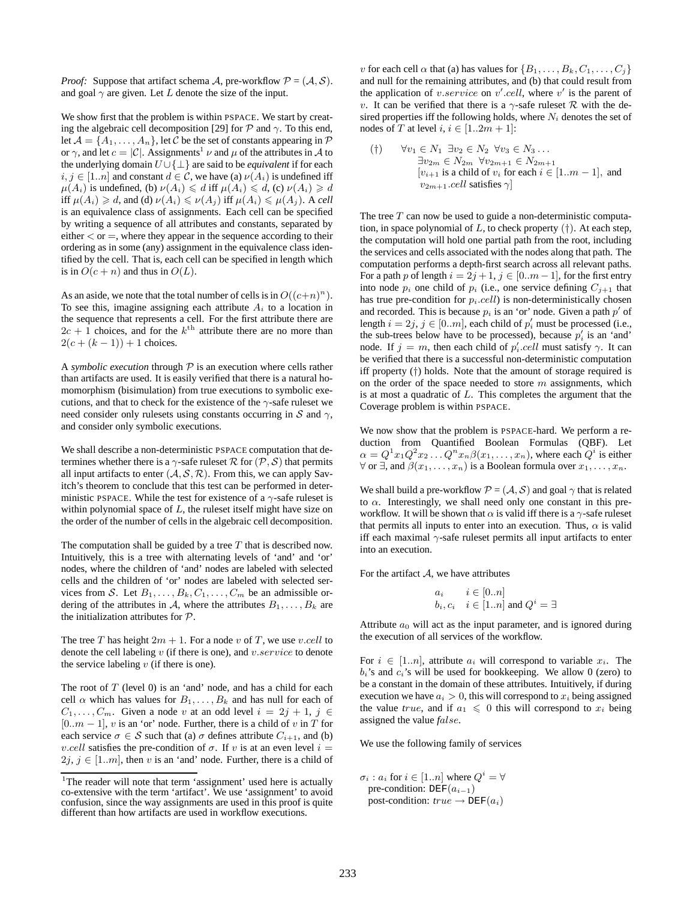*Proof:* Suppose that artifact schema $\mathcal{A}$, pre-workflow $\mathcal{P} = (\mathcal{A}, \mathcal{S})$. and goal $\gamma$ are given. Let $L$ denote the size of the input.

We show first that the problem is within PSPACE. We start by creating the algebraic cell decomposition [29] for $\mathcal{P}$ and $\gamma$. To this end, let $\mathcal{A} = \{A_1, \ldots, A_n\}$, let $\mathcal{C}$ be the set of constants appearing in $\mathcal{P}$ or $\gamma$, and let $c = |\mathcal{C}|$. Assignments[1] $\nu$ and $\mu$ of the attributes in $\mathcal{A}$ to the underlying domain $U \cup \{\bot\}$ are said to be *equivalent* if for each $i, j \in [1..n]$ and constant $d \in \mathcal{C}$, we have (a) $\nu(A_i)$ is undefined iff $\mu(A_i)$ is undefined, (b) $\nu(A_i) \leqslant d$ iff $\mu(A_i) \leqslant d$, (c) $\nu(A_i) \geqslant d$ iff $\mu(A_i) \geqslant d$, and (d) $\nu(A_i) \leqslant \nu(A_j)$ iff $\mu(A_i) \leqslant \mu(A_j)$. A *cell* is an equivalence class of assignments. Each cell can be specified by writing a sequence of all attributes and constants, separated by either $<$ or $=$, where they appear in the sequence according to their ordering as in some (any) assignment in the equivalence class identified by the cell. That is, each cell can be specified in length which is in $O(c + n)$ and thus in $O(L)$.

As an aside, we note that the total number of cells is in $O((c+n)^n)$. To see this, imagine assigning each attribute $A_i$ to a location in the sequence that represents a cell. For the first attribute there are $2c + 1$ choices, and for the $k^{\text{th}}$ attribute there are no more than $2(c + (k - 1)) + 1$ choices.

A *symbolic execution* through $\mathcal{P}$ is an execution where cells rather than artifacts are used. It is easily verified that there is a natural homomorphism (bisimulation) from true executions to symbolic executions, and that to check for the existence of the $\gamma$-safe ruleset we need consider only rulesets using constants occurring in $\mathcal{S}$ and $\gamma$, and consider only symbolic executions.

We shall describe a non-deterministic PSPACE computation that determines whether there is a $\gamma$-safe ruleset $\mathcal{R}$ for $(\mathcal{P}, \mathcal{S})$ that permits all input artifacts to enter $(\mathcal{A}, \mathcal{S}, \mathcal{R})$. From this, we can apply Savitch's theorem to conclude that this test can be performed in deterministic PSPACE. While the test for existence of a $\gamma$-safe ruleset is within polynomial space of $L$, the ruleset itself might have size on the order of the number of cells in the algebraic cell decomposition.

The computation shall be guided by a tree $T$ that is described now. Intuitively, this is a tree with alternating levels of 'and' and 'or' nodes, where the children of 'and' nodes are labeled with selected cells and the children of 'or' nodes are labeled with selected services from $\mathcal{S}$. Let $B_1, \ldots, B_k, C_1, \ldots, C_m$ be an admissible ordering of the attributes in $\mathcal{A}$, where the attributes $B_1, \ldots, B_k$ are the initialization attributes for $\mathcal{P}$.

The tree $T$ has height $2m + 1$. For a node $v$ of $T$, we use $v.cell$ to denote the cell labeling $v$ (if there is one), and $v.service$ to denote the service labeling $v$ (if there is one).

The root of $T$ (level 0) is an 'and' node, and has a child for each cell $\alpha$ which has values for $B_1, \ldots, B_k$ and has null for each of $C_1, \ldots, C_m$. Given a node $v$ at an odd level $i = 2j + 1$, $j \in [0..m - 1]$, $v$ is an 'or' node. Further, there is a child of $v$ in $T$ for each service $\sigma \in \mathcal{S}$ such that (a) $\sigma$ defines attribute $C_{i+1}$, and (b) $v.cell$ satisfies the pre-condition of $\sigma$. If $v$ is at an even level $i = 2j$, $j \in [1..m]$, then $v$ is an 'and' node. Further, there is a child of $v$ for each cell $\alpha$ that (a) has values for $\{B_1, \ldots, B_k, C_1, \ldots, C_j\}$ and null for the remaining attributes, and (b) that could result from the application of $v.service$ on $v'.cell$, where $v'$ is the parent of $v$. It can be verified that there is a $\gamma$-safe ruleset $\mathcal{R}$ with the desired properties iff the following holds, where $N_i$ denotes the set of nodes of $T$ at level $i$, $i \in [1..2m + 1]$:

$$(\dagger) \qquad \begin{array}{l} \forall v_1 \in N_1 \;\; \exists v_2 \in N_2 \;\; \forall v_3 \in N_3 \ldots \\ \quad \exists v_{2m} \in N_{2m} \;\; \forall v_{2m+1} \in N_{2m+1} \\ \quad [v_{i+1} \text{ is a child of } v_i \text{ for each } i \in [1..m-1], \text{ and} \\ \quad\; v_{2m+1}.cell \text{ satisfies } \gamma] \end{array}$$

The tree $T$ can now be used to guide a non-deterministic computation, in space polynomial of $L$, to check property ($\dagger$). At each step, the computation will hold one partial path from the root, including the services and cells associated with the nodes along that path. The computation performs a depth-first search across all relevant paths. For a path $p$ of length $i = 2j + 1$, $j \in [0..m - 1]$, for the first entry into node $p_i$ one child of $p_i$ (i.e., one service defining $C_{j+1}$ that has true pre-condition for $p_i.cell$) is non-deterministically chosen and recorded. This is because $p_i$ is an 'or' node. Given a path $p'$ of length $i = 2j$, $j \in [0..m]$, each child of $p'_i$ must be processed (i.e., the sub-trees below have to be processed), because $p'_i$ is an 'and' node. If $j = m$, then each child of $p'_i.cell$ must satisfy $\gamma$. It can be verified that there is a successful non-deterministic computation iff property ($\dagger$) holds. Note that the amount of storage required is on the order of the space needed to store $m$ assignments, which is at most a quadratic of $L$. This completes the argument that the Coverage problem is within PSPACE.

We now show that the problem is PSPACE-hard. We perform a reduction from Quantified Boolean Formulas (QBF). Let $\alpha = Q^1 x_1 Q^2 x_2 \ldots Q^n x_n \beta(x_1, \ldots, x_n)$, where each $Q^i$ is either $\forall$ or $\exists$, and $\beta(x_1, \ldots, x_n)$ is a Boolean formula over $x_1, \ldots, x_n$.

We shall build a pre-workflow $\mathcal{P} = (\mathcal{A}, \mathcal{S})$ and goal $\gamma$ that is related to $\alpha$. Interestingly, we shall need only one constant in this pre-workflow. It will be shown that $\alpha$ is valid iff there is a $\gamma$-safe ruleset that permits all inputs to enter into an execution. Thus, $\alpha$ is valid iff each maximal $\gamma$-safe ruleset permits all input artifacts to enter into an execution.

For the artifact $\mathcal{A}$, we have attributes

$$\begin{array}{ll} a_i & i \in [0..n] \\ b_i, c_i & i \in [1..n] \text{ and } Q^i = \exists \end{array}$$

Attribute $a_0$ will act as the input parameter, and is ignored during the execution of all services of the workflow.

For $i \in [1..n]$, attribute $a_i$ will correspond to variable $x_i$. The $b_i$'s and $c_i$'s will be used for bookkeeping. We allow 0 (zero) to be a constant in the domain of these attributes. Intuitively, if during execution we have $a_i > 0$, this will correspond to $x_i$ being assigned the value $true$, and if $a_1 \leqslant 0$ this will correspond to $x_i$ being assigned the value $false$.

We use the following family of services

$\sigma_i : a_i$ for $i \in [1..n]$ where $Q^i = \forall$
  pre-condition: $\mathtt{DEF}(a_{i-1})$
  post-condition: $true \rightarrow \mathtt{DEF}(a_i)$

[1] The reader will note that term 'assignment' used here is actually co-extensive with the term 'artifact'. We use 'assignment' to avoid confusion, since the way assignments are used in this proof is quite different than how artifacts are used in workflow executions.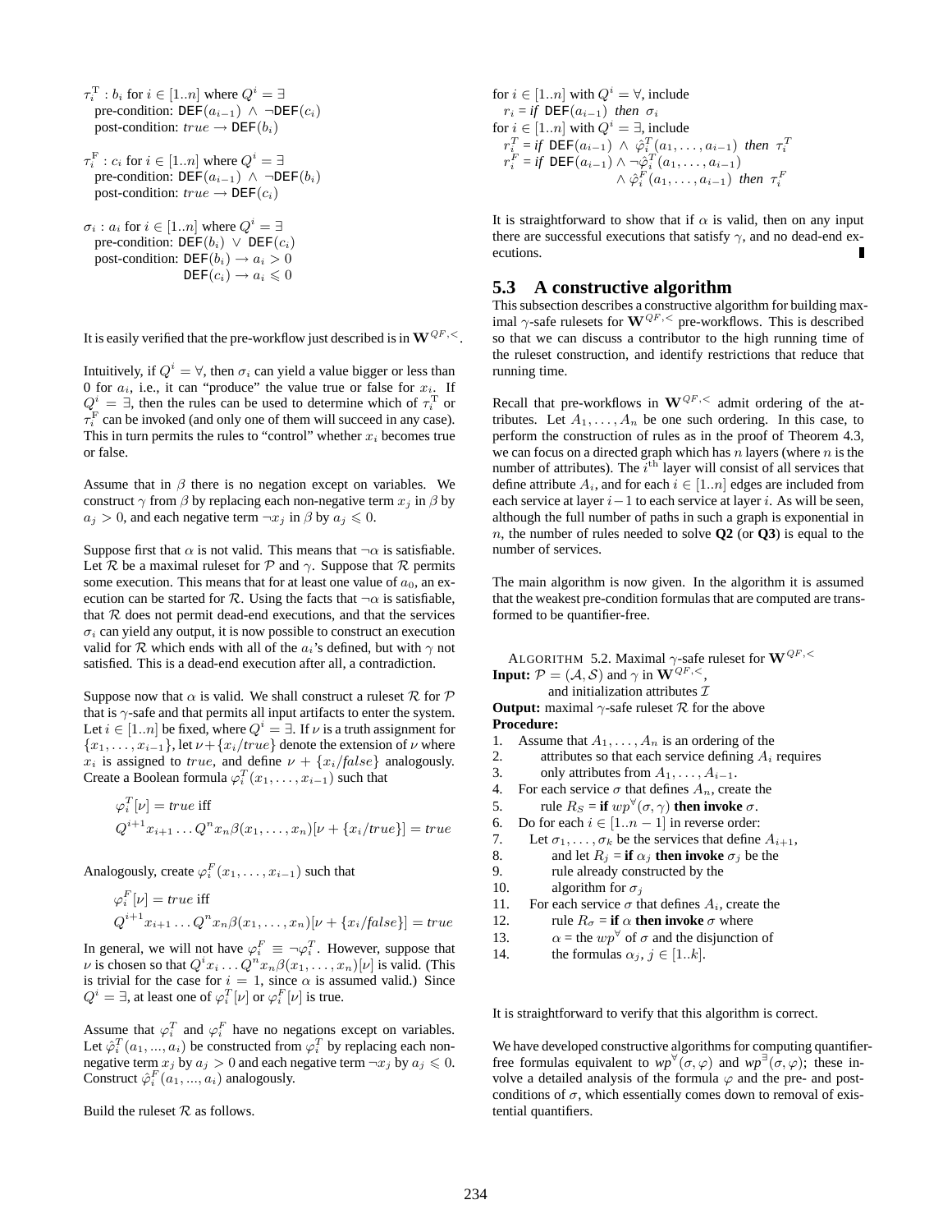$\tau_i^{\mathrm{T}} : b_i$ for $i \in [1..n]$ where $Q^i = \exists$
pre-condition: $\mathtt{DEF}(a_{i-1}) \;\wedge\; \neg\mathtt{DEF}(c_i)$
post-condition: $true \rightarrow \mathtt{DEF}(b_i)$

$\tau_i^{\mathrm{F}} : c_i$ for $i \in [1..n]$ where $Q^i = \exists$
pre-condition: $\mathtt{DEF}(a_{i-1}) \;\wedge\; \neg\mathtt{DEF}(b_i)$
post-condition: $true \rightarrow \mathtt{DEF}(c_i)$

$\sigma_i : a_i$ for $i \in [1..n]$ where $Q^i = \exists$
pre-condition: $\mathtt{DEF}(b_i) \;\vee\; \mathtt{DEF}(c_i)$
post-condition: $\mathtt{DEF}(b_i) \rightarrow a_i > 0$
$\mathtt{DEF}(c_i) \rightarrow a_i \leqslant 0$

It is easily verified that the pre-workflow just described is in $\mathbf{W}^{QF,<}$.

Intuitively, if $Q^i = \forall$, then $\sigma_i$ can yield a value bigger or less than 0 for $a_i$, i.e., it can "produce" the value true or false for $x_i$. If $Q^i = \exists$, then the rules can be used to determine which of $\tau_i^{\mathrm{T}}$ or $\tau_i^{\mathrm{F}}$ can be invoked (and only one of them will succeed in any case). This in turn permits the rules to "control" whether $x_i$ becomes true or false.

Assume that in $\beta$ there is no negation except on variables. We construct $\gamma$ from $\beta$ by replacing each non-negative term $x_j$ in $\beta$ by $a_j > 0$, and each negative term $\neg x_j$ in $\beta$ by $a_j \leqslant 0$.

Suppose first that $\alpha$ is not valid. This means that $\neg\alpha$ is satisfiable. Let $\mathcal{R}$ be a maximal ruleset for $\mathcal{P}$ and $\gamma$. Suppose that $\mathcal{R}$ permits some execution. This means that for at least one value of $a_0$, an execution can be started for $\mathcal{R}$. Using the facts that $\neg\alpha$ is satisfiable, that $\mathcal{R}$ does not permit dead-end executions, and that the services $\sigma_i$ can yield any output, it is now possible to construct an execution valid for $\mathcal{R}$ which ends with all of the $a_i$'s defined, but with $\gamma$ not satisfied. This is a dead-end execution after all, a contradiction.

Suppose now that $\alpha$ is valid. We shall construct a ruleset $\mathcal{R}$ for $\mathcal{P}$ that is $\gamma$-safe and that permits all input artifacts to enter the system. Let $i \in [1..n]$ be fixed, where $Q^i = \exists$. If $\nu$ is a truth assignment for $\{x_1, \ldots, x_{i-1}\}$, let $\nu + \{x_i/true\}$ denote the extension of $\nu$ where $x_i$ is assigned to $true$, and define $\nu + \{x_i/false\}$ analogously. Create a Boolean formula $\varphi_i^T(x_1, \ldots, x_{i-1})$ such that

$$\varphi_i^T[\nu] = true \text{ iff}$$
$$Q^{i+1}x_{i+1} \ldots Q^n x_n \beta(x_1, \ldots, x_n)[\nu + \{x_i/true\}] = true$$

Analogously, create $\varphi_i^F(x_1, \ldots, x_{i-1})$ such that

$$\varphi_i^F[\nu] = true \text{ iff}$$
$$Q^{i+1}x_{i+1} \ldots Q^n x_n \beta(x_1, \ldots, x_n)[\nu + \{x_i/false\}] = true$$

In general, we will not have $\varphi_i^F \equiv \neg\varphi_i^T$. However, suppose that $\nu$ is chosen so that $Q^i x_i \ldots Q^n x_n \beta(x_1, \ldots, x_n)[\nu]$ is valid. (This is trivial for the case for $i = 1$, since $\alpha$ is assumed valid.) Since $Q^i = \exists$, at least one of $\varphi_i^T[\nu]$ or $\varphi_i^F[\nu]$ is true.

Assume that $\varphi_i^T$ and $\varphi_i^F$ have no negations except on variables. Let $\hat{\varphi}_i^T(a_1, ..., a_i)$ be constructed from $\varphi_i^T$ by replacing each non-negative term $x_j$ by $a_j > 0$ and each negative term $\neg x_j$ by $a_j \leqslant 0$. Construct $\hat{\varphi}_i^F(a_1, ..., a_i)$ analogously.

Build the ruleset $\mathcal{R}$ as follows.

for $i \in [1..n]$ with $Q^i = \forall$, include
$r_i$ = *if* $\mathtt{DEF}(a_{i-1})$ *then* $\sigma_i$
for $i \in [1..n]$ with $Q^i = \exists$, include
$r_i^T$ = *if* $\mathtt{DEF}(a_{i-1}) \;\wedge\; \hat{\varphi}_i^T(a_1, \ldots, a_{i-1})$ *then* $\tau_i^T$
$r_i^F$ = *if* $\mathtt{DEF}(a_{i-1}) \wedge \neg\hat{\varphi}_i^T(a_1, \ldots, a_{i-1}) \wedge \hat{\varphi}_i^F(a_1, \ldots, a_{i-1})$ *then* $\tau_i^F$

It is straightforward to show that if $\alpha$ is valid, then on any input there are successful executions that satisfy $\gamma$, and no dead-end executions. ∎

## 5.3 A constructive algorithm

This subsection describes a constructive algorithm for building maximal $\gamma$-safe rulesets for $\mathbf{W}^{QF,<}$ pre-workflows. This is described so that we can discuss a contributor to the high running time of the ruleset construction, and identify restrictions that reduce that running time.

Recall that pre-workflows in $\mathbf{W}^{QF,<}$ admit ordering of the attributes. Let $A_1, \ldots, A_n$ be one such ordering. In this case, to perform the construction of rules as in the proof of Theorem 4.3, we can focus on a directed graph which has $n$ layers (where $n$ is the number of attributes). The $i^{\mathrm{th}}$ layer will consist of all services that define attribute $A_i$, and for each $i \in [1..n]$ edges are included from each service at layer $i-1$ to each service at layer $i$. As will be seen, although the full number of paths in such a graph is exponential in $n$, the number of rules needed to solve **Q2** (or **Q3**) is equal to the number of services.

The main algorithm is now given. In the algorithm it is assumed that the weakest pre-condition formulas that are computed are transformed to be quantifier-free.

ALGORITHM 5.2. Maximal $\gamma$-safe ruleset for $\mathbf{W}^{QF,<}$
**Input:** $\mathcal{P} = (\mathcal{A}, \mathcal{S})$ and $\gamma$ in $\mathbf{W}^{QF,<}$,
and initialization attributes $\mathcal{I}$
**Output:** maximal $\gamma$-safe ruleset $\mathcal{R}$ for the above
**Procedure:**
1. Assume that $A_1, \ldots, A_n$ is an ordering of the
2. attributes so that each service defining $A_i$ requires
3. only attributes from $A_1, \ldots, A_{i-1}$.
4. For each service $\sigma$ that defines $A_n$, create the
5. rule $R_S$ = **if** $wp^{\forall}(\sigma, \gamma)$ **then invoke** $\sigma$.
6. Do for each $i \in [1..n-1]$ in reverse order:
7. Let $\sigma_1, \ldots, \sigma_k$ be the services that define $A_{i+1}$,
8. and let $R_j$ = **if** $\alpha_j$ **then invoke** $\sigma_j$ be the
9. rule already constructed by the
10. algorithm for $\sigma_j$
11. For each service $\sigma$ that defines $A_i$, create the
12. rule $R_\sigma$ = **if** $\alpha$ **then invoke** $\sigma$ where
13. $\alpha$ = the $wp^{\forall}$ of $\sigma$ and the disjunction of
14. the formulas $\alpha_j$, $j \in [1..k]$.

It is straightforward to verify that this algorithm is correct.

We have developed constructive algorithms for computing quantifier-free formulas equivalent to $wp^{\forall}(\sigma, \varphi)$ and $wp^{\exists}(\sigma, \varphi)$; these involve a detailed analysis of the formula $\varphi$ and the pre- and post-conditions of $\sigma$, which essentially comes down to removal of existential quantifiers.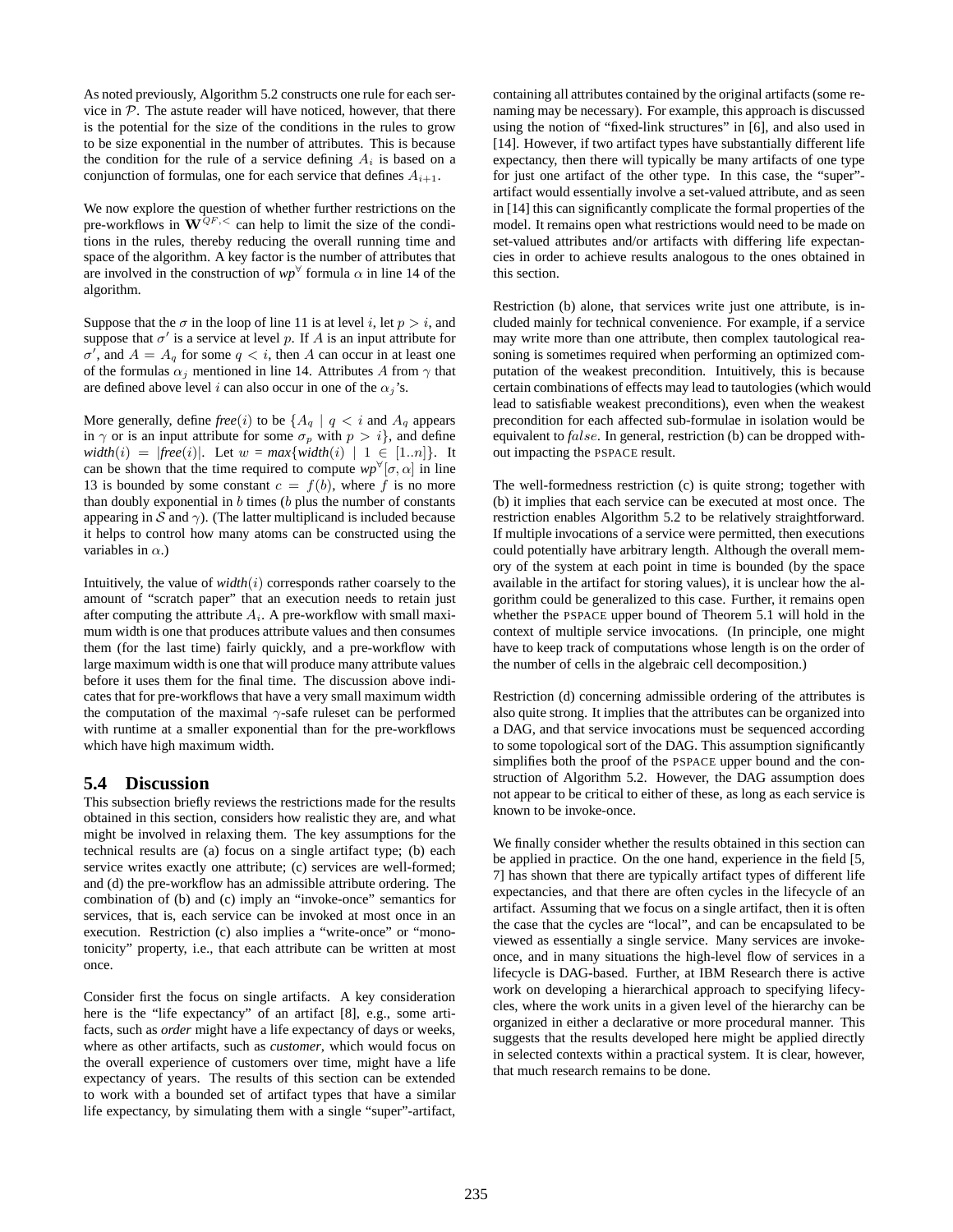As noted previously, Algorithm 5.2 constructs one rule for each service in $\mathcal{P}$. The astute reader will have noticed, however, that there is the potential for the size of the conditions in the rules to grow to be size exponential in the number of attributes. This is because the condition for the rule of a service defining $A_i$ is based on a conjunction of formulas, one for each service that defines $A_{i+1}$.

We now explore the question of whether further restrictions on the pre-workflows in $\mathbf{W}^{QF,<}$ can help to limit the size of the conditions in the rules, thereby reducing the overall running time and space of the algorithm. A key factor is the number of attributes that are involved in the construction of $wp^{\forall}$ formula $\alpha$ in line 14 of the algorithm.

Suppose that the $\sigma$ in the loop of line 11 is at level $i$, let $p > i$, and suppose that $\sigma'$ is a service at level $p$. If $A$ is an input attribute for $\sigma'$, and $A = A_q$ for some $q < i$, then $A$ can occur in at least one of the formulas $\alpha_j$ mentioned in line 14. Attributes $A$ from $\gamma$ that are defined above level $i$ can also occur in one of the $\alpha_j$'s.

More generally, define *free*$(i)$ to be $\{A_q \mid q < i$ and $A_q$ appears in $\gamma$ or is an input attribute for some $\sigma_p$ with $p > i\}$, and define *width*$(i)$ = $|$*free*$(i)|$. Let $w$ = *max*$\{$*width*$(i) \mid 1 \in [1..n]\}$. It can be shown that the time required to compute $wp^{\forall}[\sigma, \alpha]$ in line 13 is bounded by some constant $c = f(b)$, where $f$ is no more than doubly exponential in $b$ times ($b$ plus the number of constants appearing in $\mathcal{S}$ and $\gamma$). (The latter multiplicand is included because it helps to control how many atoms can be constructed using the variables in $\alpha$.)

Intuitively, the value of *width*$(i)$ corresponds rather coarsely to the amount of "scratch paper" that an execution needs to retain just after computing the attribute $A_i$. A pre-workflow with small maximum width is one that produces attribute values and then consumes them (for the last time) fairly quickly, and a pre-workflow with large maximum width is one that will produce many attribute values before it uses them for the final time. The discussion above indicates that for pre-workflows that have a very small maximum width the computation of the maximal $\gamma$-safe ruleset can be performed with runtime at a smaller exponential than for the pre-workflows which have high maximum width.

## 5.4 Discussion

This subsection briefly reviews the restrictions made for the results obtained in this section, considers how realistic they are, and what might be involved in relaxing them. The key assumptions for the technical results are (a) focus on a single artifact type; (b) each service writes exactly one attribute; (c) services are well-formed; and (d) the pre-workflow has an admissible attribute ordering. The combination of (b) and (c) imply an "invoke-once" semantics for services, that is, each service can be invoked at most once in an execution. Restriction (c) also implies a "write-once" or "monotonicity" property, i.e., that each attribute can be written at most once.

Consider first the focus on single artifacts. A key consideration here is the "life expectancy" of an artifact [8], e.g., some artifacts, such as *order* might have a life expectancy of days or weeks, where as other artifacts, such as *customer*, which would focus on the overall experience of customers over time, might have a life expectancy of years. The results of this section can be extended to work with a bounded set of artifact types that have a similar life expectancy, by simulating them with a single "super"-artifact, containing all attributes contained by the original artifacts (some renaming may be necessary). For example, this approach is discussed using the notion of "fixed-link structures" in [6], and also used in [14]. However, if two artifact types have substantially different life expectancy, then there will typically be many artifacts of one type for just one artifact of the other type. In this case, the "super"-artifact would essentially involve a set-valued attribute, and as seen in [14] this can significantly complicate the formal properties of the model. It remains open what restrictions would need to be made on set-valued attributes and/or artifacts with differing life expectancies in order to achieve results analogous to the ones obtained in this section.

Restriction (b) alone, that services write just one attribute, is included mainly for technical convenience. For example, if a service may write more than one attribute, then complex tautological reasoning is sometimes required when performing an optimized computation of the weakest precondition. Intuitively, this is because certain combinations of effects may lead to tautologies (which would lead to satisfiable weakest preconditions), even when the weakest precondition for each affected sub-formulae in isolation would be equivalent to $false$. In general, restriction (b) can be dropped without impacting the PSPACE result.

The well-formedness restriction (c) is quite strong; together with (b) it implies that each service can be executed at most once. The restriction enables Algorithm 5.2 to be relatively straightforward. If multiple invocations of a service were permitted, then executions could potentially have arbitrary length. Although the overall memory of the system at each point in time is bounded (by the space available in the artifact for storing values), it is unclear how the algorithm could be generalized to this case. Further, it remains open whether the PSPACE upper bound of Theorem 5.1 will hold in the context of multiple service invocations. (In principle, one might have to keep track of computations whose length is on the order of the number of cells in the algebraic cell decomposition.)

Restriction (d) concerning admissible ordering of the attributes is also quite strong. It implies that the attributes can be organized into a DAG, and that service invocations must be sequenced according to some topological sort of the DAG. This assumption significantly simplifies both the proof of the PSPACE upper bound and the construction of Algorithm 5.2. However, the DAG assumption does not appear to be critical to either of these, as long as each service is known to be invoke-once.

We finally consider whether the results obtained in this section can be applied in practice. On the one hand, experience in the field [5, 7] has shown that there are typically artifact types of different life expectancies, and that there are often cycles in the lifecycle of an artifact. Assuming that we focus on a single artifact, then it is often the case that the cycles are "local", and can be encapsulated to be viewed as essentially a single service. Many services are invoke-once, and in many situations the high-level flow of services in a lifecycle is DAG-based. Further, at IBM Research there is active work on developing a hierarchical approach to specifying lifecycles, where the work units in a given level of the hierarchy can be organized in either a declarative or more procedural manner. This suggests that the results developed here might be applied directly in selected contexts within a practical system. It is clear, however, that much research remains to be done.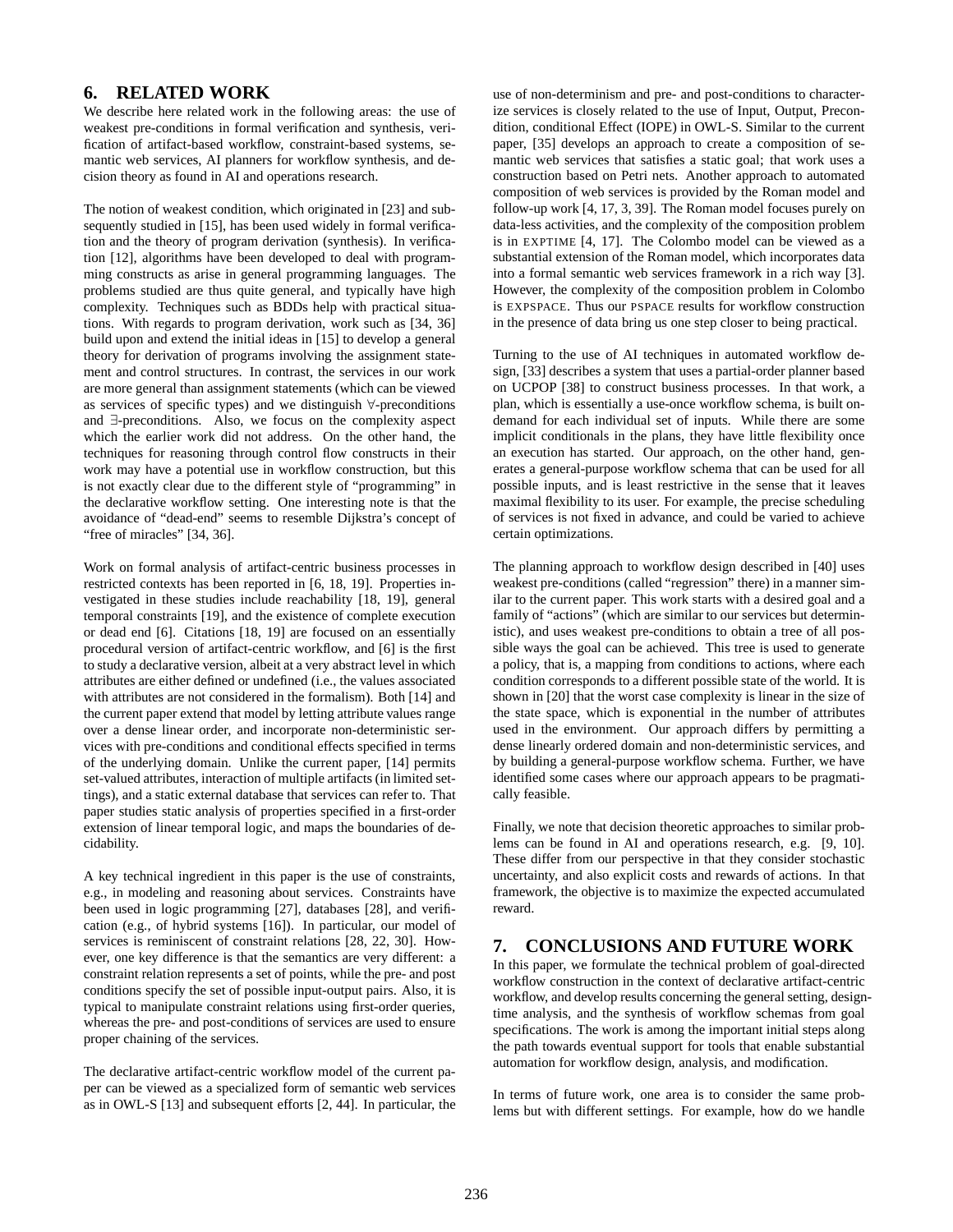## 6. RELATED WORK

We describe here related work in the following areas: the use of weakest pre-conditions in formal verification and synthesis, verification of artifact-based workflow, constraint-based systems, semantic web services, AI planners for workflow synthesis, and decision theory as found in AI and operations research.

The notion of weakest condition, which originated in [23] and subsequently studied in [15], has been used widely in formal verification and the theory of program derivation (synthesis). In verification [12], algorithms have been developed to deal with programming constructs as arise in general programming languages. The problems studied are thus quite general, and typically have high complexity. Techniques such as BDDs help with practical situations. With regards to program derivation, work such as [34, 36] build upon and extend the initial ideas in [15] to develop a general theory for derivation of programs involving the assignment statement and control structures. In contrast, the services in our work are more general than assignment statements (which can be viewed as services of specific types) and we distinguish $\forall$-preconditions and $\exists$-preconditions. Also, we focus on the complexity aspect which the earlier work did not address. On the other hand, the techniques for reasoning through control flow constructs in their work may have a potential use in workflow construction, but this is not exactly clear due to the different style of "programming" in the declarative workflow setting. One interesting note is that the avoidance of "dead-end" seems to resemble Dijkstra's concept of "free of miracles" [34, 36].

Work on formal analysis of artifact-centric business processes in restricted contexts has been reported in [6, 18, 19]. Properties investigated in these studies include reachability [18, 19], general temporal constraints [19], and the existence of complete execution or dead end [6]. Citations [18, 19] are focused on an essentially procedural version of artifact-centric workflow, and [6] is the first to study a declarative version, albeit at a very abstract level in which attributes are either defined or undefined (i.e., the values associated with attributes are not considered in the formalism). Both [14] and the current paper extend that model by letting attribute values range over a dense linear order, and incorporate non-deterministic services with pre-conditions and conditional effects specified in terms of the underlying domain. Unlike the current paper, [14] permits set-valued attributes, interaction of multiple artifacts (in limited settings), and a static external database that services can refer to. That paper studies static analysis of properties specified in a first-order extension of linear temporal logic, and maps the boundaries of decidability.

A key technical ingredient in this paper is the use of constraints, e.g., in modeling and reasoning about services. Constraints have been used in logic programming [27], databases [28], and verification (e.g., of hybrid systems [16]). In particular, our model of services is reminiscent of constraint relations [28, 22, 30]. However, one key difference is that the semantics are very different: a constraint relation represents a set of points, while the pre- and post conditions specify the set of possible input-output pairs. Also, it is typical to manipulate constraint relations using first-order queries, whereas the pre- and post-conditions of services are used to ensure proper chaining of the services.

The declarative artifact-centric workflow model of the current paper can be viewed as a specialized form of semantic web services as in OWL-S [13] and subsequent efforts [2, 44]. In particular, the use of non-determinism and pre- and post-conditions to characterize services is closely related to the use of Input, Output, Precondition, conditional Effect (IOPE) in OWL-S. Similar to the current paper, [35] develops an approach to create a composition of semantic web services that satisfies a static goal; that work uses a construction based on Petri nets. Another approach to automated composition of web services is provided by the Roman model and follow-up work [4, 17, 3, 39]. The Roman model focuses purely on data-less activities, and the complexity of the composition problem is in EXPTIME [4, 17]. The Colombo model can be viewed as a substantial extension of the Roman model, which incorporates data into a formal semantic web services framework in a rich way [3]. However, the complexity of the composition problem in Colombo is EXPSPACE. Thus our PSPACE results for workflow construction in the presence of data bring us one step closer to being practical.

Turning to the use of AI techniques in automated workflow design, [33] describes a system that uses a partial-order planner based on UCPOP [38] to construct business processes. In that work, a plan, which is essentially a use-once workflow schema, is built on-demand for each individual set of inputs. While there are some implicit conditionals in the plans, they have little flexibility once an execution has started. Our approach, on the other hand, generates a general-purpose workflow schema that can be used for all possible inputs, and is least restrictive in the sense that it leaves maximal flexibility to its user. For example, the precise scheduling of services is not fixed in advance, and could be varied to achieve certain optimizations.

The planning approach to workflow design described in [40] uses weakest pre-conditions (called "regression" there) in a manner similar to the current paper. This work starts with a desired goal and a family of "actions" (which are similar to our services but deterministic), and uses weakest pre-conditions to obtain a tree of all possible ways the goal can be achieved. This tree is used to generate a policy, that is, a mapping from conditions to actions, where each condition corresponds to a different possible state of the world. It is shown in [20] that the worst case complexity is linear in the size of the state space, which is exponential in the number of attributes used in the environment. Our approach differs by permitting a dense linearly ordered domain and non-deterministic services, and by building a general-purpose workflow schema. Further, we have identified some cases where our approach appears to be pragmatically feasible.

Finally, we note that decision theoretic approaches to similar problems can be found in AI and operations research, e.g. [9, 10]. These differ from our perspective in that they consider stochastic uncertainty, and also explicit costs and rewards of actions. In that framework, the objective is to maximize the expected accumulated reward.

## 7. CONCLUSIONS AND FUTURE WORK

In this paper, we formulate the technical problem of goal-directed workflow construction in the context of declarative artifact-centric workflow, and develop results concerning the general setting, design-time analysis, and the synthesis of workflow schemas from goal specifications. The work is among the important initial steps along the path towards eventual support for tools that enable substantial automation for workflow design, analysis, and modification.

In terms of future work, one area is to consider the same problems but with different settings. For example, how do we handle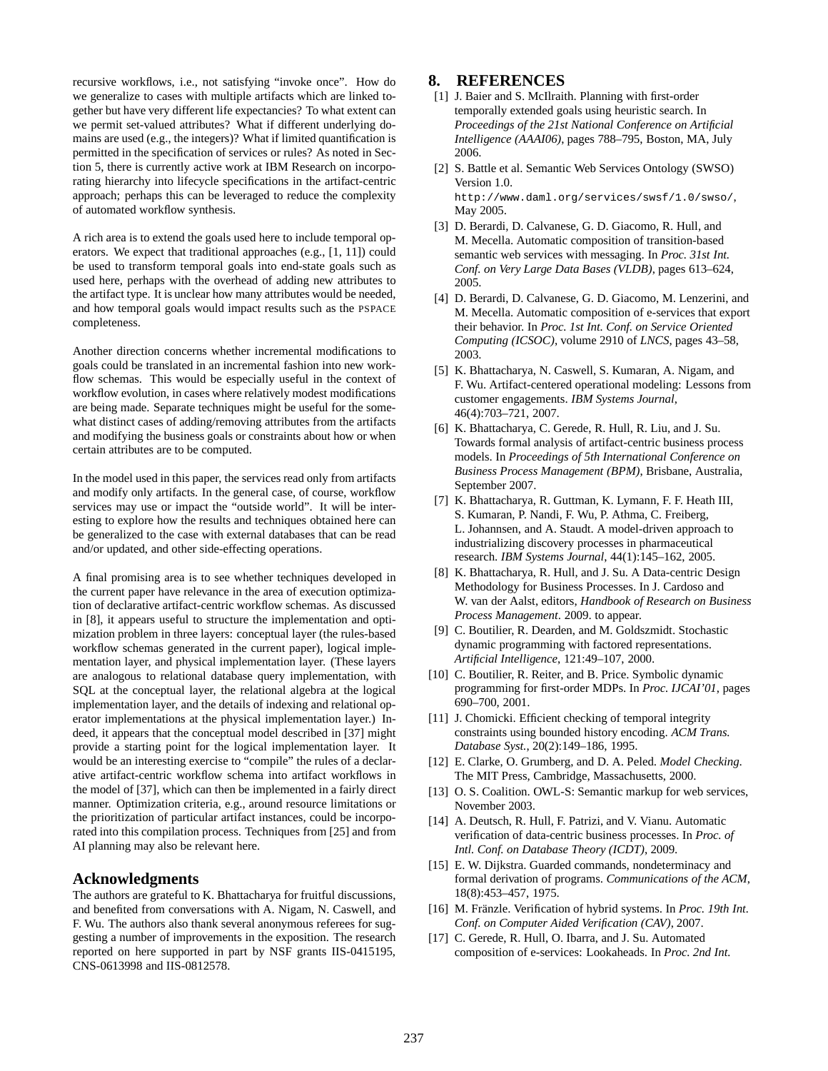recursive workflows, i.e., not satisfying "invoke once". How do we generalize to cases with multiple artifacts which are linked together but have very different life expectancies? To what extent can we permit set-valued attributes? What if different underlying domains are used (e.g., the integers)? What if limited quantification is permitted in the specification of services or rules? As noted in Section 5, there is currently active work at IBM Research on incorporating hierarchy into lifecycle specifications in the artifact-centric approach; perhaps this can be leveraged to reduce the complexity of automated workflow synthesis.

A rich area is to extend the goals used here to include temporal operators. We expect that traditional approaches (e.g., [1, 11]) could be used to transform temporal goals into end-state goals such as used here, perhaps with the overhead of adding new attributes to the artifact type. It is unclear how many attributes would be needed, and how temporal goals would impact results such as the PSPACE completeness.

Another direction concerns whether incremental modifications to goals could be translated in an incremental fashion into new workflow schemas. This would be especially useful in the context of workflow evolution, in cases where relatively modest modifications are being made. Separate techniques might be useful for the somewhat distinct cases of adding/removing attributes from the artifacts and modifying the business goals or constraints about how or when certain attributes are to be computed.

In the model used in this paper, the services read only from artifacts and modify only artifacts. In the general case, of course, workflow services may use or impact the "outside world". It will be interesting to explore how the results and techniques obtained here can be generalized to the case with external databases that can be read and/or updated, and other side-effecting operations.

A final promising area is to see whether techniques developed in the current paper have relevance in the area of execution optimization of declarative artifact-centric workflow schemas. As discussed in [8], it appears useful to structure the implementation and optimization problem in three layers: conceptual layer (the rules-based workflow schemas generated in the current paper), logical implementation layer, and physical implementation layer. (These layers are analogous to relational database query implementation, with SQL at the conceptual layer, the relational algebra at the logical implementation layer, and the details of indexing and relational operator implementations at the physical implementation layer.) Indeed, it appears that the conceptual model described in [37] might provide a starting point for the logical implementation layer. It would be an interesting exercise to "compile" the rules of a declarative artifact-centric workflow schema into artifact workflows in the model of [37], which can then be implemented in a fairly direct manner. Optimization criteria, e.g., around resource limitations or the prioritization of particular artifact instances, could be incorporated into this compilation process. Techniques from [25] and from AI planning may also be relevant here.

## Acknowledgments

The authors are grateful to K. Bhattacharya for fruitful discussions, and benefited from conversations with A. Nigam, N. Caswell, and F. Wu. The authors also thank several anonymous referees for suggesting a number of improvements in the exposition. The research reported on here supported in part by NSF grants IIS-0415195, CNS-0613998 and IIS-0812578.

## 8. REFERENCES

[1] J. Baier and S. McIlraith. Planning with first-order temporally extended goals using heuristic search. In *Proceedings of the 21st National Conference on Artificial Intelligence (AAAI06)*, pages 788–795, Boston, MA, July 2006.

[2] S. Battle et al. Semantic Web Services Ontology (SWSO) Version 1.0. `http://www.daml.org/services/swsf/1.0/swso/`, May 2005.

[3] D. Berardi, D. Calvanese, G. D. Giacomo, R. Hull, and M. Mecella. Automatic composition of transition-based semantic web services with messaging. In *Proc. 31st Int. Conf. on Very Large Data Bases (VLDB)*, pages 613–624, 2005.

[4] D. Berardi, D. Calvanese, G. D. Giacomo, M. Lenzerini, and M. Mecella. Automatic composition of e-services that export their behavior. In *Proc. 1st Int. Conf. on Service Oriented Computing (ICSOC)*, volume 2910 of *LNCS*, pages 43–58, 2003.

[5] K. Bhattacharya, N. Caswell, S. Kumaran, A. Nigam, and F. Wu. Artifact-centered operational modeling: Lessons from customer engagements. *IBM Systems Journal*, 46(4):703–721, 2007.

[6] K. Bhattacharya, C. Gerede, R. Hull, R. Liu, and J. Su. Towards formal analysis of artifact-centric business process models. In *Proceedings of 5th International Conference on Business Process Management (BPM)*, Brisbane, Australia, September 2007.

[7] K. Bhattacharya, R. Guttman, K. Lymann, F. F. Heath III, S. Kumaran, P. Nandi, F. Wu, P. Athma, C. Freiberg, L. Johannsen, and A. Staudt. A model-driven approach to industrializing discovery processes in pharmaceutical research. *IBM Systems Journal*, 44(1):145–162, 2005.

[8] K. Bhattacharya, R. Hull, and J. Su. A Data-centric Design Methodology for Business Processes. In J. Cardoso and W. van der Aalst, editors, *Handbook of Research on Business Process Management*. 2009. to appear.

[9] C. Boutilier, R. Dearden, and M. Goldszmidt. Stochastic dynamic programming with factored representations. *Artificial Intelligence*, 121:49–107, 2000.

[10] C. Boutilier, R. Reiter, and B. Price. Symbolic dynamic programming for first-order MDPs. In *Proc. IJCAI'01*, pages 690–700, 2001.

[11] J. Chomicki. Efficient checking of temporal integrity constraints using bounded history encoding. *ACM Trans. Database Syst.*, 20(2):149–186, 1995.

[12] E. Clarke, O. Grumberg, and D. A. Peled. *Model Checking*. The MIT Press, Cambridge, Massachusetts, 2000.

[13] O. S. Coalition. OWL-S: Semantic markup for web services, November 2003.

[14] A. Deutsch, R. Hull, F. Patrizi, and V. Vianu. Automatic verification of data-centric business processes. In *Proc. of Intl. Conf. on Database Theory (ICDT)*, 2009.

[15] E. W. Dijkstra. Guarded commands, nondeterminacy and formal derivation of programs. *Communications of the ACM*, 18(8):453–457, 1975.

[16] M. Fränzle. Verification of hybrid systems. In *Proc. 19th Int. Conf. on Computer Aided Verification (CAV)*, 2007.

[17] C. Gerede, R. Hull, O. Ibarra, and J. Su. Automated composition of e-services: Lookaheads. In *Proc. 2nd Int.*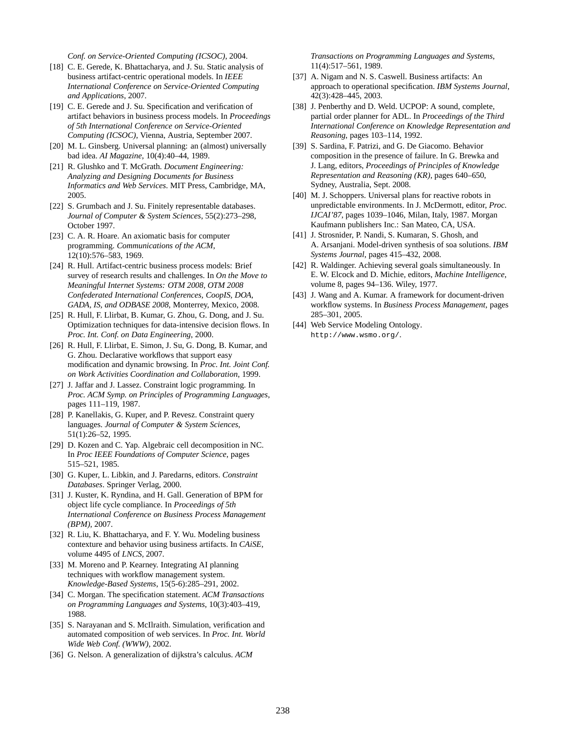*Conf. on Service-Oriented Computing (ICSOC)*, 2004.

[18] C. E. Gerede, K. Bhattacharya, and J. Su. Static analysis of business artifact-centric operational models. In *IEEE International Conference on Service-Oriented Computing and Applications*, 2007.

[19] C. E. Gerede and J. Su. Specification and verification of artifact behaviors in business process models. In *Proceedings of 5th International Conference on Service-Oriented Computing (ICSOC)*, Vienna, Austria, September 2007.

[20] M. L. Ginsberg. Universal planning: an (almost) universally bad idea. *AI Magazine*, 10(4):40–44, 1989.

[21] R. Glushko and T. McGrath. *Document Engineering: Analyzing and Designing Documents for Business Informatics and Web Services*. MIT Press, Cambridge, MA, 2005.

[22] S. Grumbach and J. Su. Finitely representable databases. *Journal of Computer & System Sciences*, 55(2):273–298, October 1997.

[23] C. A. R. Hoare. An axiomatic basis for computer programming. *Communications of the ACM*, 12(10):576–583, 1969.

[24] R. Hull. Artifact-centric business process models: Brief survey of research results and challenges. In *On the Move to Meaningful Internet Systems: OTM 2008, OTM 2008 Confederated International Conferences, CoopIS, DOA, GADA, IS, and ODBASE 2008*, Monterrey, Mexico, 2008.

[25] R. Hull, F. Llirbat, B. Kumar, G. Zhou, G. Dong, and J. Su. Optimization techniques for data-intensive decision flows. In *Proc. Int. Conf. on Data Engineering*, 2000.

[26] R. Hull, F. Llirbat, E. Simon, J. Su, G. Dong, B. Kumar, and G. Zhou. Declarative workflows that support easy modification and dynamic browsing. In *Proc. Int. Joint Conf. on Work Activities Coordination and Collaboration*, 1999.

[27] J. Jaffar and J. Lassez. Constraint logic programming. In *Proc. ACM Symp. on Principles of Programming Languages*, pages 111–119, 1987.

[28] P. Kanellakis, G. Kuper, and P. Revesz. Constraint query languages. *Journal of Computer & System Sciences*, 51(1):26–52, 1995.

[29] D. Kozen and C. Yap. Algebraic cell decomposition in NC. In *Proc IEEE Foundations of Computer Science*, pages 515–521, 1985.

[30] G. Kuper, L. Libkin, and J. Paredarns, editors. *Constraint Databases*. Springer Verlag, 2000.

[31] J. Kuster, K. Ryndina, and H. Gall. Generation of BPM for object life cycle compliance. In *Proceedings of 5th International Conference on Business Process Management (BPM)*, 2007.

[32] R. Liu, K. Bhattacharya, and F. Y. Wu. Modeling business contexture and behavior using business artifacts. In *CAiSE*, volume 4495 of *LNCS*, 2007.

[33] M. Moreno and P. Kearney. Integrating AI planning techniques with workflow management system. *Knowledge-Based Systems*, 15(5-6):285–291, 2002.

[34] C. Morgan. The specification statement. *ACM Transactions on Programming Languages and Systems*, 10(3):403–419, 1988.

[35] S. Narayanan and S. McIlraith. Simulation, verification and automated composition of web services. In *Proc. Int. World Wide Web Conf. (WWW)*, 2002.

[36] G. Nelson. A generalization of dijkstra's calculus. *ACM Transactions on Programming Languages and Systems*, 11(4):517–561, 1989.

[37] A. Nigam and N. S. Caswell. Business artifacts: An approach to operational specification. *IBM Systems Journal*, 42(3):428–445, 2003.

[38] J. Penberthy and D. Weld. UCPOP: A sound, complete, partial order planner for ADL. In *Proceedings of the Third International Conference on Knowledge Representation and Reasoning*, pages 103–114, 1992.

[39] S. Sardina, F. Patrizi, and G. De Giacomo. Behavior composition in the presence of failure. In G. Brewka and J. Lang, editors, *Proceedings of Principles of Knowledge Representation and Reasoning (KR)*, pages 640–650, Sydney, Australia, Sept. 2008.

[40] M. J. Schoppers. Universal plans for reactive robots in unpredictable environments. In J. McDermott, editor, *Proc. IJCAI'87*, pages 1039–1046, Milan, Italy, 1987. Morgan Kaufmann publishers Inc.: San Mateo, CA, USA.

[41] J. Strosnider, P. Nandi, S. Kumaran, S. Ghosh, and A. Arsanjani. Model-driven synthesis of soa solutions. *IBM Systems Journal*, pages 415–432, 2008.

[42] R. Waldinger. Achieving several goals simultaneously. In E. W. Elcock and D. Michie, editors, *Machine Intelligence*, volume 8, pages 94–136. Wiley, 1977.

[43] J. Wang and A. Kumar. A framework for document-driven workflow systems. In *Business Process Management*, pages 285–301, 2005.

[44] Web Service Modeling Ontology. `http://www.wsmo.org/`.